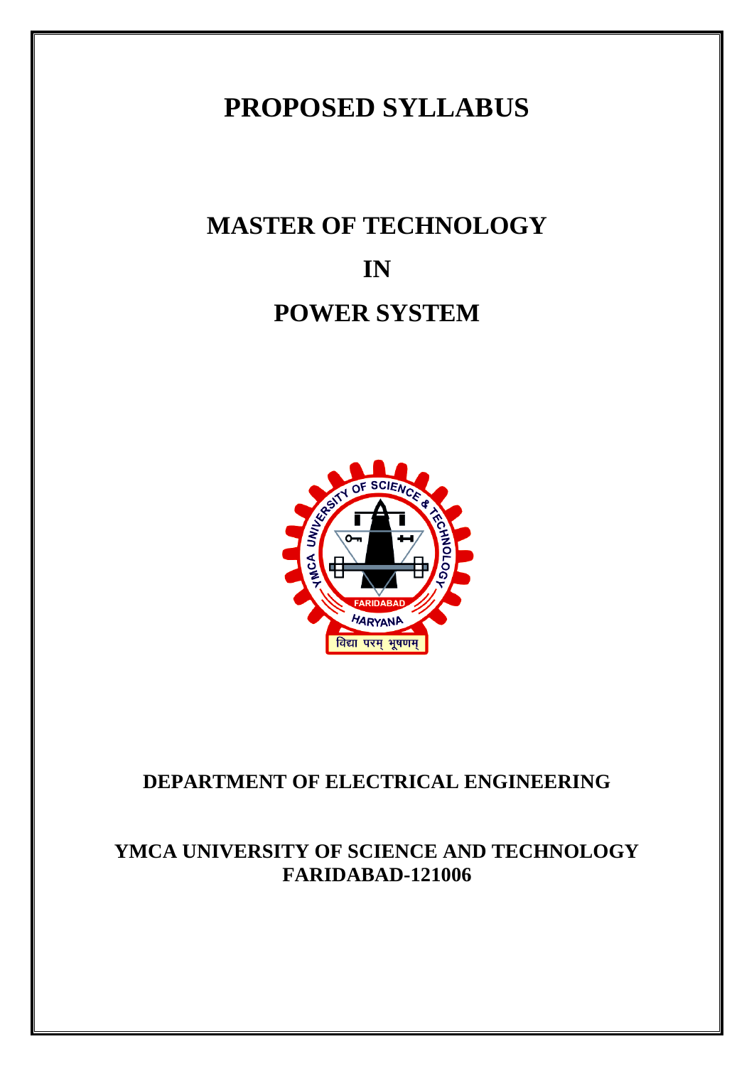# PROPOSED SYLLABUS

## MASTER OF TECHNOLOGY

## IN

## POWER SYSTEM

**DEPARTMENT OF ELECTRICAL ENGINEERING**

**YMCA UNIVERSITY OF SCIENCE AND TECHNOLOGY**
**FARIDABAD-121006**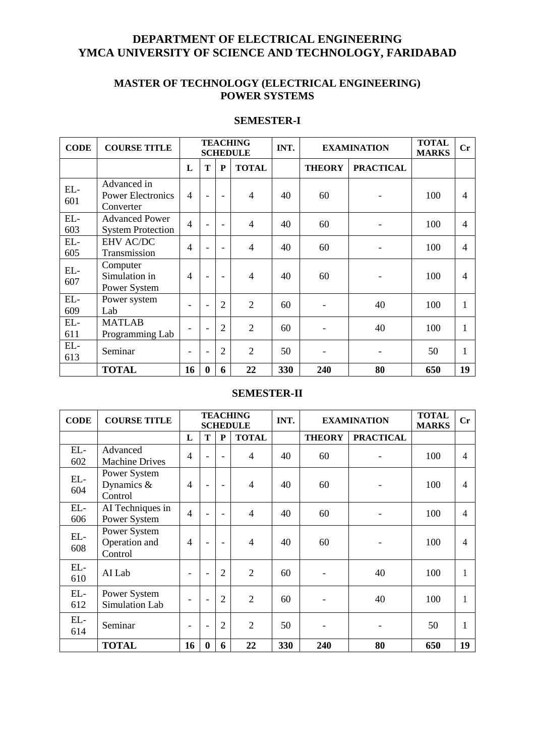# DEPARTMENT OF ELECTRICAL ENGINEERING
# YMCA UNIVERSITY OF SCIENCE AND TECHNOLOGY, FARIDABAD

## MASTER OF TECHNOLOGY (ELECTRICAL ENGINEERING)
## POWER SYSTEMS

### SEMESTER-I

| CODE | COURSE TITLE | TEACHING SCHEDULE | | | | INT. | EXAMINATION | | TOTAL MARKS | Cr |
|---|---|---|---|---|---|---|---|---|---|---|
| | | L | T | P | TOTAL | | THEORY | PRACTICAL | | |
| EL-601 | Advanced in Power Electronics Converter | 4 | - | - | 4 | 40 | 60 | - | 100 | 4 |
| EL-603 | Advanced Power System Protection | 4 | - | - | 4 | 40 | 60 | - | 100 | 4 |
| EL-605 | EHV AC/DC Transmission | 4 | - | - | 4 | 40 | 60 | - | 100 | 4 |
| EL-607 | Computer Simulation in Power System | 4 | - | - | 4 | 40 | 60 | - | 100 | 4 |
| EL-609 | Power system Lab | - | - | 2 | 2 | 60 | - | 40 | 100 | 1 |
| EL-611 | MATLAB Programming Lab | - | - | 2 | 2 | 60 | - | 40 | 100 | 1 |
| EL-613 | Seminar | - | - | 2 | 2 | 50 | - | - | 50 | 1 |
| | **TOTAL** | **16** | **0** | **6** | **22** | **330** | **240** | **80** | **650** | **19** |

### SEMESTER-II

| CODE | COURSE TITLE | TEACHING SCHEDULE | | | | INT. | EXAMINATION | | TOTAL MARKS | Cr |
|---|---|---|---|---|---|---|---|---|---|---|
| | | L | T | P | TOTAL | | THEORY | PRACTICAL | | |
| EL-602 | Advanced Machine Drives | 4 | - | - | 4 | 40 | 60 | - | 100 | 4 |
| EL-604 | Power System Dynamics & Control | 4 | - | - | 4 | 40 | 60 | - | 100 | 4 |
| EL-606 | AI Techniques in Power System | 4 | - | - | 4 | 40 | 60 | - | 100 | 4 |
| EL-608 | Power System Operation and Control | 4 | - | - | 4 | 40 | 60 | - | 100 | 4 |
| EL-610 | AI Lab | - | - | 2 | 2 | 60 | - | 40 | 100 | 1 |
| EL-612 | Power System Simulation Lab | - | - | 2 | 2 | 60 | - | 40 | 100 | 1 |
| EL-614 | Seminar | - | - | 2 | 2 | 50 | - | - | 50 | 1 |
| | **TOTAL** | **16** | **0** | **6** | **22** | **330** | **240** | **80** | **650** | **19** |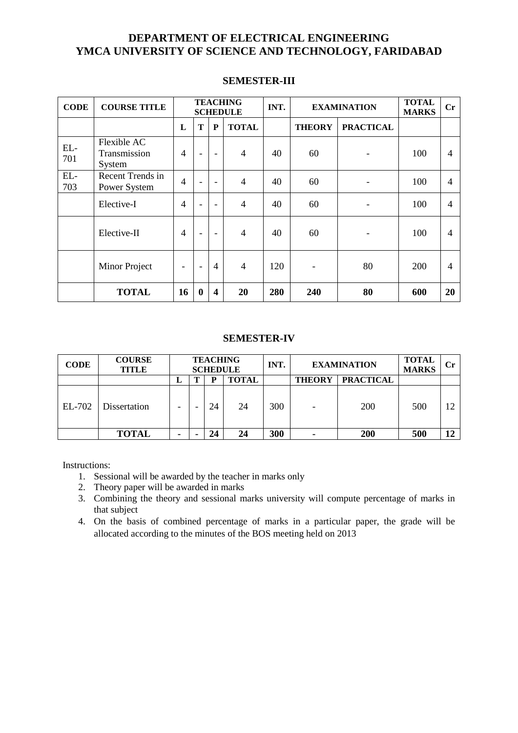# DEPARTMENT OF ELECTRICAL ENGINEERING
# YMCA UNIVERSITY OF SCIENCE AND TECHNOLOGY, FARIDABAD

## SEMESTER-III

| CODE | COURSE TITLE | TEACHING SCHEDULE | | | | INT. | EXAMINATION | | TOTAL MARKS | Cr |
|---|---|---|---|---|---|---|---|---|---|---|
| | | L | T | P | TOTAL | | THEORY | PRACTICAL | | |
| EL-701 | Flexible AC Transmission System | 4 | - | - | 4 | 40 | 60 | - | 100 | 4 |
| EL-703 | Recent Trends in Power System | 4 | - | - | 4 | 40 | 60 | - | 100 | 4 |
| | Elective-I | 4 | - | - | 4 | 40 | 60 | - | 100 | 4 |
| | Elective-II | 4 | - | - | 4 | 40 | 60 | - | 100 | 4 |
| | Minor Project | - | - | 4 | 4 | 120 | - | 80 | 200 | 4 |
| | **TOTAL** | **16** | **0** | **4** | **20** | **280** | **240** | **80** | **600** | **20** |

## SEMESTER-IV

| CODE | COURSE TITLE | TEACHING SCHEDULE | | | | INT. | EXAMINATION | | TOTAL MARKS | Cr |
|---|---|---|---|---|---|---|---|---|---|---|
| | | L | T | P | TOTAL | | THEORY | PRACTICAL | | |
| EL-702 | Dissertation | - | - | 24 | 24 | 300 | - | 200 | 500 | 12 |
| | **TOTAL** | **-** | **-** | **24** | **24** | **300** | **-** | **200** | **500** | **12** |

Instructions:

1. Sessional will be awarded by the teacher in marks only
2. Theory paper will be awarded in marks
3. Combining the theory and sessional marks university will compute percentage of marks in that subject
4. On the basis of combined percentage of marks in a particular paper, the grade will be allocated according to the minutes of the BOS meeting held on 2013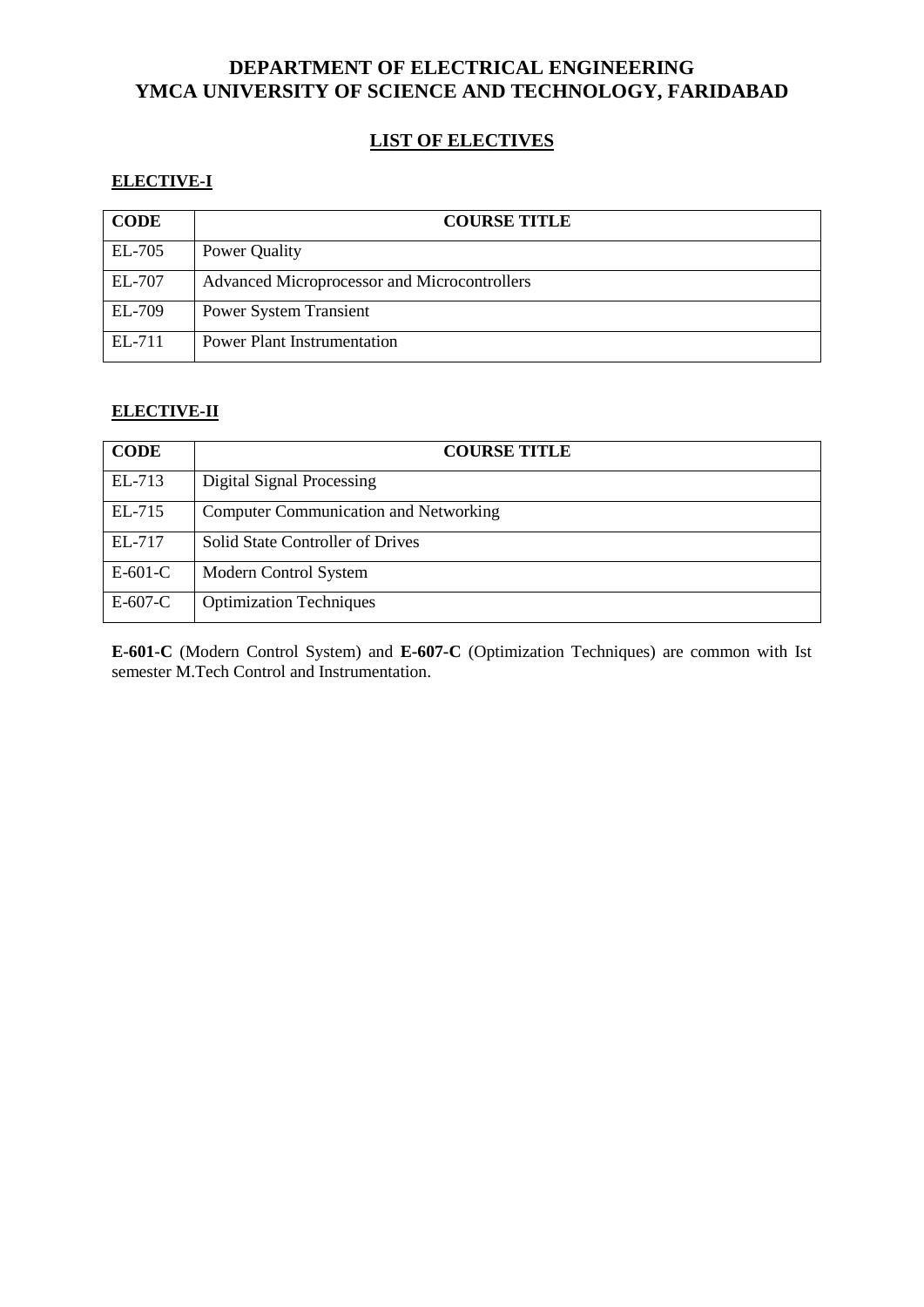# DEPARTMENT OF ELECTRICAL ENGINEERING
# YMCA UNIVERSITY OF SCIENCE AND TECHNOLOGY, FARIDABAD

## LIST OF ELECTIVES

### ELECTIVE-I

| CODE | COURSE TITLE |
|---|---|
| EL-705 | Power Quality |
| EL-707 | Advanced Microprocessor and Microcontrollers |
| EL-709 | Power System Transient |
| EL-711 | Power Plant Instrumentation |

### ELECTIVE-II

| CODE | COURSE TITLE |
|---|---|
| EL-713 | Digital Signal Processing |
| EL-715 | Computer Communication and Networking |
| EL-717 | Solid State Controller of Drives |
| E-601-C | Modern Control System |
| E-607-C | Optimization Techniques |

**E-601-C** (Modern Control System) and **E-607-C** (Optimization Techniques) are common with Ist semester M.Tech Control and Instrumentation.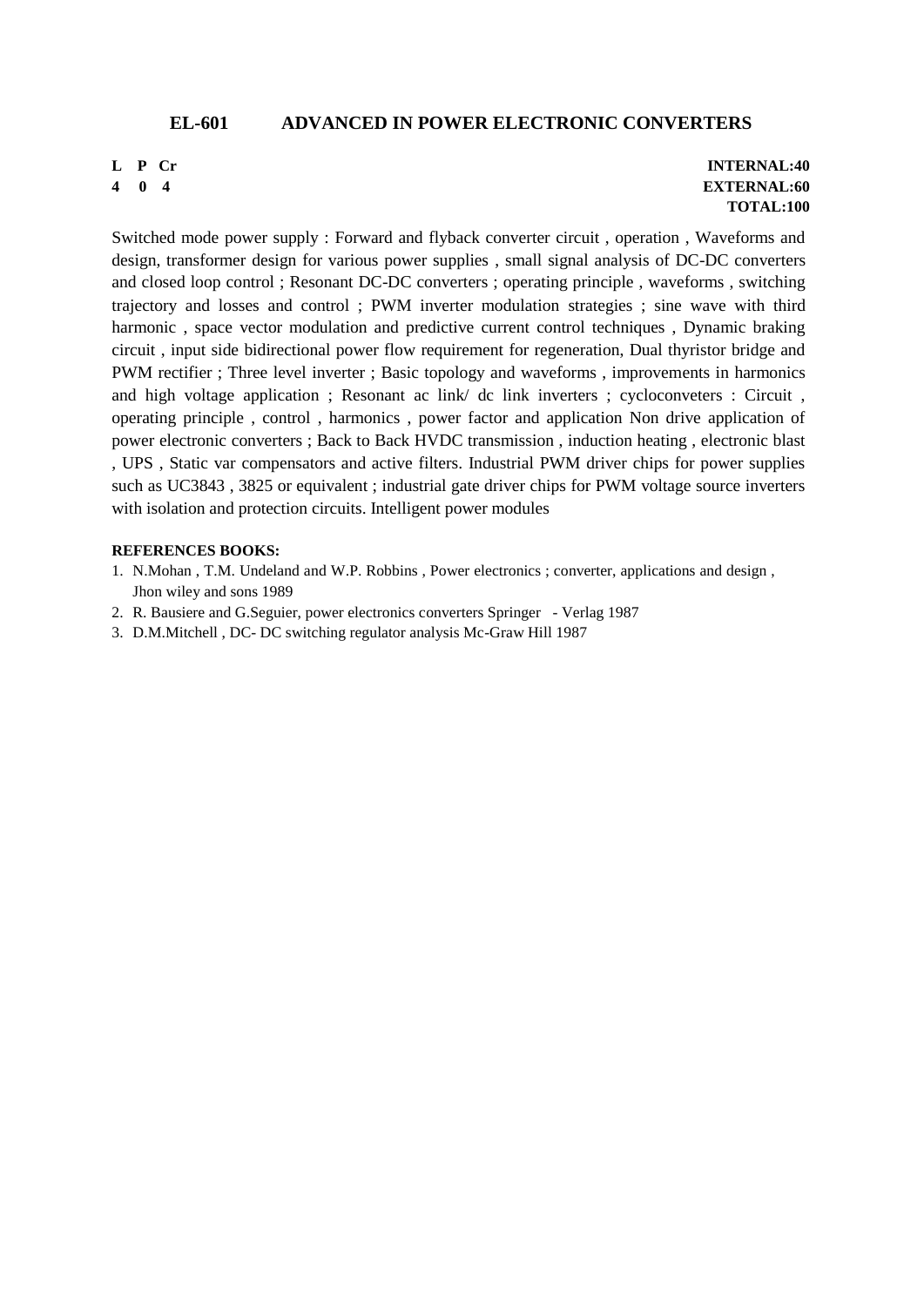## EL-601 ADVANCED IN POWER ELECTRONIC CONVERTERS

| **L** | **P** | **Cr** | **INTERNAL:40** |
|---|---|---|---|
| **4** | **0** | **4** | **EXTERNAL:60** |
| | | | **TOTAL:100** |

Switched mode power supply : Forward and flyback converter circuit , operation , Waveforms and design, transformer design for various power supplies , small signal analysis of DC-DC converters and closed loop control ; Resonant DC-DC converters ; operating principle , waveforms , switching trajectory and losses and control ; PWM inverter modulation strategies ; sine wave with third harmonic , space vector modulation and predictive current control techniques , Dynamic braking circuit , input side bidirectional power flow requirement for regeneration, Dual thyristor bridge and PWM rectifier ; Three level inverter ; Basic topology and waveforms , improvements in harmonics and high voltage application ; Resonant ac link/ dc link inverters ; cycloconveters : Circuit , operating principle , control , harmonics , power factor and application Non drive application of power electronic converters ; Back to Back HVDC transmission , induction heating , electronic blast , UPS , Static var compensators and active filters. Industrial PWM driver chips for power supplies such as UC3843 , 3825 or equivalent ; industrial gate driver chips for PWM voltage source inverters with isolation and protection circuits. Intelligent power modules

**REFERENCES BOOKS:**

1. N.Mohan , T.M. Undeland and W.P. Robbins , Power electronics ; converter, applications and design , Jhon wiley and sons 1989
2. R. Bausiere and G.Seguier, power electronics converters Springer - Verlag 1987
3. D.M.Mitchell , DC- DC switching regulator analysis Mc-Graw Hill 1987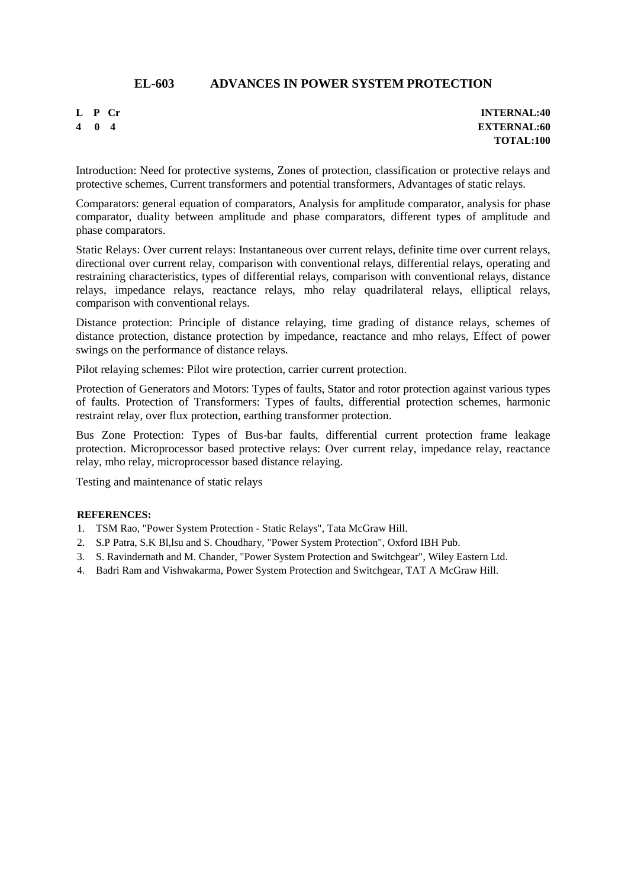## EL-603 ADVANCES IN POWER SYSTEM PROTECTION

| L | P | Cr | |
|---|---|---|---|
| 4 | 0 | 4 | |

**INTERNAL:40**
**EXTERNAL:60**
**TOTAL:100**

Introduction: Need for protective systems, Zones of protection, classification or protective relays and protective schemes, Current transformers and potential transformers, Advantages of static relays.

Comparators: general equation of comparators, Analysis for amplitude comparator, analysis for phase comparator, duality between amplitude and phase comparators, different types of amplitude and phase comparators.

Static Relays: Over current relays: Instantaneous over current relays, definite time over current relays, directional over current relay, comparison with conventional relays, differential relays, operating and restraining characteristics, types of differential relays, comparison with conventional relays, distance relays, impedance relays, reactance relays, mho relay quadrilateral relays, elliptical relays, comparison with conventional relays.

Distance protection: Principle of distance relaying, time grading of distance relays, schemes of distance protection, distance protection by impedance, reactance and mho relays, Effect of power swings on the performance of distance relays.

Pilot relaying schemes: Pilot wire protection, carrier current protection.

Protection of Generators and Motors: Types of faults, Stator and rotor protection against various types of faults. Protection of Transformers: Types of faults, differential protection schemes, harmonic restraint relay, over flux protection, earthing transformer protection.

Bus Zone Protection: Types of Bus-bar faults, differential current protection frame leakage protection. Microprocessor based protective relays: Over current relay, impedance relay, reactance relay, mho relay, microprocessor based distance relaying.

Testing and maintenance of static relays

**REFERENCES:**

1. TSM Rao, "Power System Protection - Static Relays", Tata McGraw Hill.
2. S.P Patra, S.K Bl,lsu and S. Choudhary, "Power System Protection", Oxford IBH Pub.
3. S. Ravindernath and M. Chander, "Power System Protection and Switchgear", Wiley Eastern Ltd.
4. Badri Ram and Vishwakarma, Power System Protection and Switchgear, TAT A McGraw Hill.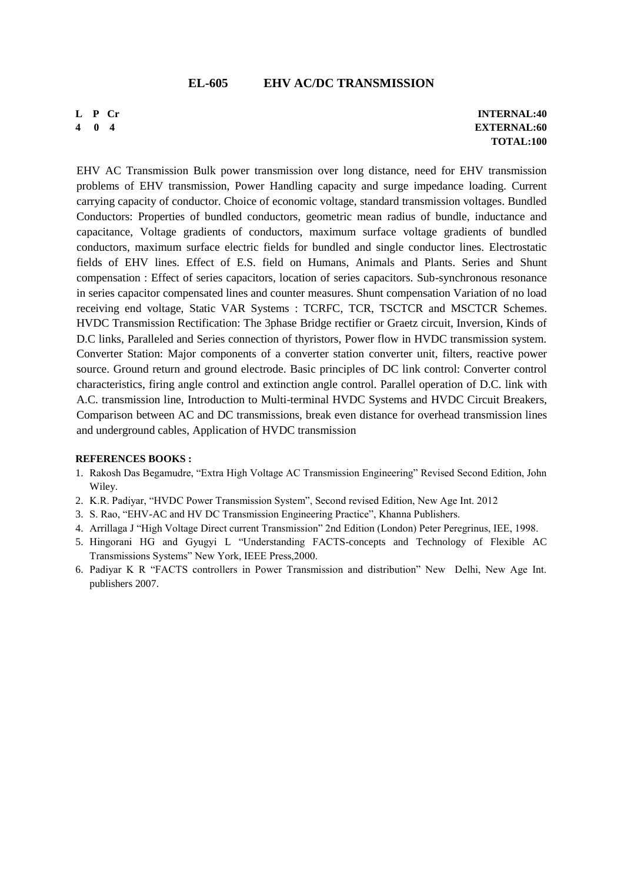## EL-605 EHV AC/DC TRANSMISSION

| L | P | Cr | |
|---|---|---|---|
| 4 | 0 | 4 | |

**INTERNAL:40**
**EXTERNAL:60**
**TOTAL:100**

EHV AC Transmission Bulk power transmission over long distance, need for EHV transmission problems of EHV transmission, Power Handling capacity and surge impedance loading. Current carrying capacity of conductor. Choice of economic voltage, standard transmission voltages. Bundled Conductors: Properties of bundled conductors, geometric mean radius of bundle, inductance and capacitance, Voltage gradients of conductors, maximum surface voltage gradients of bundled conductors, maximum surface electric fields for bundled and single conductor lines. Electrostatic fields of EHV lines. Effect of E.S. field on Humans, Animals and Plants. Series and Shunt compensation : Effect of series capacitors, location of series capacitors. Sub-synchronous resonance in series capacitor compensated lines and counter measures. Shunt compensation Variation of no load receiving end voltage, Static VAR Systems : TCRFC, TCR, TSCTCR and MSCTCR Schemes. HVDC Transmission Rectification: The 3phase Bridge rectifier or Graetz circuit, Inversion, Kinds of D.C links, Paralleled and Series connection of thyristors, Power flow in HVDC transmission system. Converter Station: Major components of a converter station converter unit, filters, reactive power source. Ground return and ground electrode. Basic principles of DC link control: Converter control characteristics, firing angle control and extinction angle control. Parallel operation of D.C. link with A.C. transmission line, Introduction to Multi-terminal HVDC Systems and HVDC Circuit Breakers, Comparison between AC and DC transmissions, break even distance for overhead transmission lines and underground cables, Application of HVDC transmission

**REFERENCES BOOKS :**

1. Rakosh Das Begamudre, "Extra High Voltage AC Transmission Engineering" Revised Second Edition, John Wiley.
2. K.R. Padiyar, "HVDC Power Transmission System", Second revised Edition, New Age Int. 2012
3. S. Rao, "EHV-AC and HV DC Transmission Engineering Practice", Khanna Publishers.
4. Arrillaga J "High Voltage Direct current Transmission" 2nd Edition (London) Peter Peregrinus, IEE, 1998.
5. Hingorani HG and Gyugyi L "Understanding FACTS-concepts and Technology of Flexible AC Transmissions Systems" New York, IEEE Press,2000.
6. Padiyar K R "FACTS controllers in Power Transmission and distribution" New Delhi, New Age Int. publishers 2007.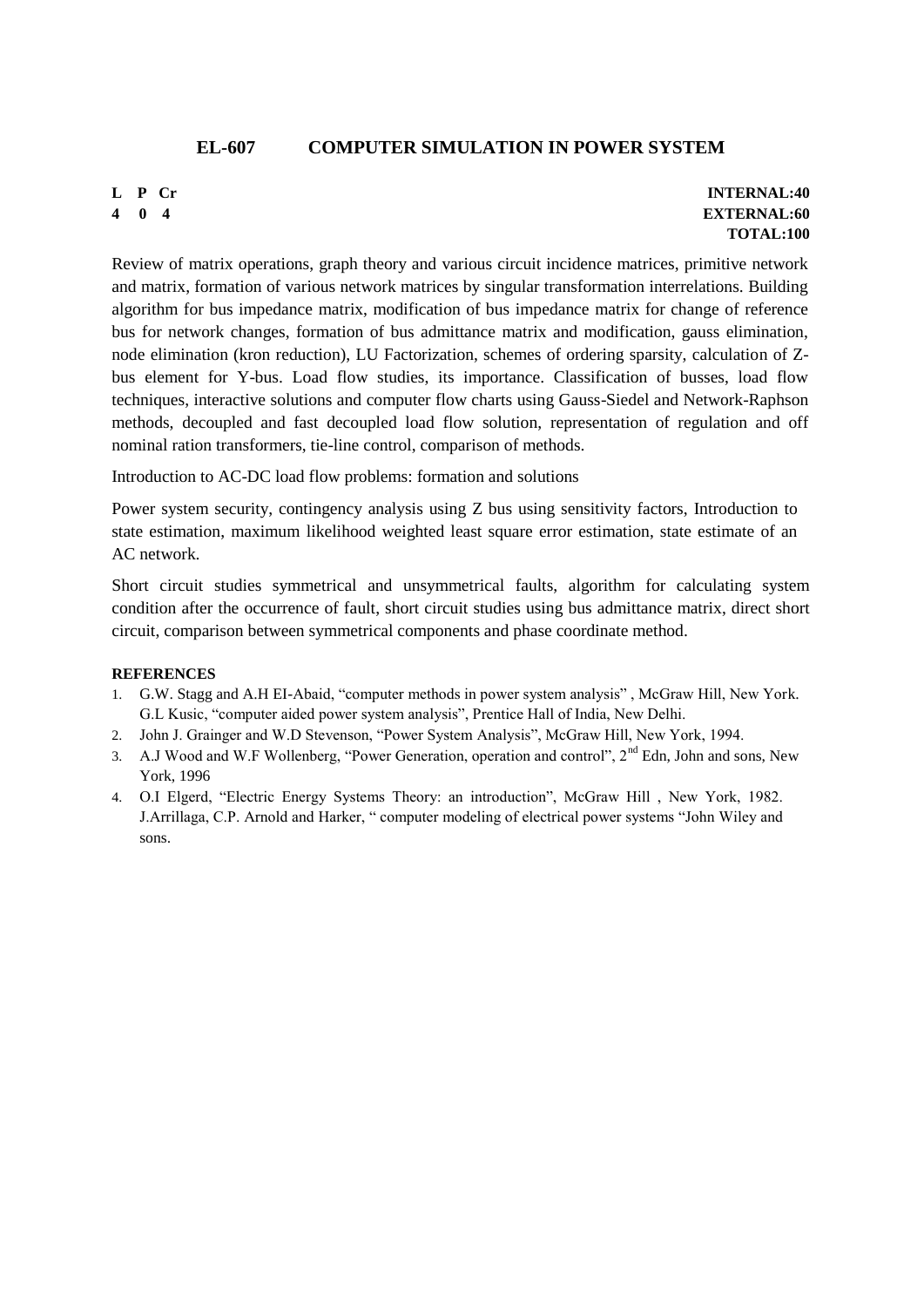## EL-607 COMPUTER SIMULATION IN POWER SYSTEM

| L | P | Cr |
|---|---|---|
| 4 | 0 | 4 |

**INTERNAL:40**
**EXTERNAL:60**
**TOTAL:100**

Review of matrix operations, graph theory and various circuit incidence matrices, primitive network and matrix, formation of various network matrices by singular transformation interrelations. Building algorithm for bus impedance matrix, modification of bus impedance matrix for change of reference bus for network changes, formation of bus admittance matrix and modification, gauss elimination, node elimination (kron reduction), LU Factorization, schemes of ordering sparsity, calculation of Z-bus element for Y-bus. Load flow studies, its importance. Classification of busses, load flow techniques, interactive solutions and computer flow charts using Gauss-Siedel and Network-Raphson methods, decoupled and fast decoupled load flow solution, representation of regulation and off nominal ration transformers, tie-line control, comparison of methods.

Introduction to AC-DC load flow problems: formation and solutions

Power system security, contingency analysis using Z bus using sensitivity factors, Introduction to state estimation, maximum likelihood weighted least square error estimation, state estimate of an AC network.

Short circuit studies symmetrical and unsymmetrical faults, algorithm for calculating system condition after the occurrence of fault, short circuit studies using bus admittance matrix, direct short circuit, comparison between symmetrical components and phase coordinate method.

**REFERENCES**

1. G.W. Stagg and A.H EI-Abaid, "computer methods in power system analysis" , McGraw Hill, New York. G.L Kusic, "computer aided power system analysis", Prentice Hall of India, New Delhi.
2. John J. Grainger and W.D Stevenson, "Power System Analysis", McGraw Hill, New York, 1994.
3. A.J Wood and W.F Wollenberg, "Power Generation, operation and control", 2nd Edn, John and sons, New York, 1996
4. O.I Elgerd, "Electric Energy Systems Theory: an introduction", McGraw Hill , New York, 1982. J.Arrillaga, C.P. Arnold and Harker, " computer modeling of electrical power systems "John Wiley and sons.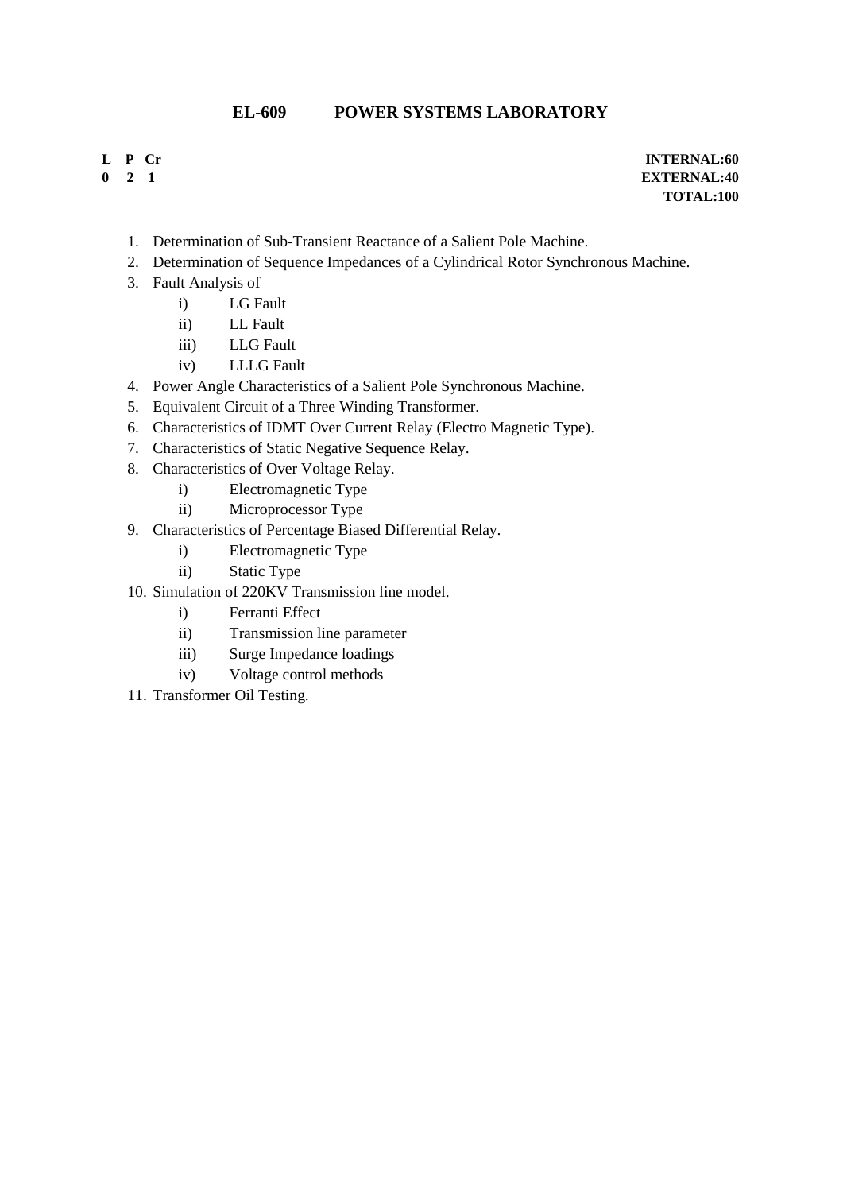## EL-609 POWER SYSTEMS LABORATORY

| L | P | Cr | |
|---|---|---|---|
| 0 | 2 | 1 | **INTERNAL:60** |
| | | | **EXTERNAL:40** |
| | | | **TOTAL:100** |

1. Determination of Sub-Transient Reactance of a Salient Pole Machine.
2. Determination of Sequence Impedances of a Cylindrical Rotor Synchronous Machine.
3. Fault Analysis of
   i) LG Fault
   ii) LL Fault
   iii) LLG Fault
   iv) LLLG Fault
4. Power Angle Characteristics of a Salient Pole Synchronous Machine.
5. Equivalent Circuit of a Three Winding Transformer.
6. Characteristics of IDMT Over Current Relay (Electro Magnetic Type).
7. Characteristics of Static Negative Sequence Relay.
8. Characteristics of Over Voltage Relay.
   i) Electromagnetic Type
   ii) Microprocessor Type
9. Characteristics of Percentage Biased Differential Relay.
   i) Electromagnetic Type
   ii) Static Type
10. Simulation of 220KV Transmission line model.
    i) Ferranti Effect
    ii) Transmission line parameter
    iii) Surge Impedance loadings
    iv) Voltage control methods
11. Transformer Oil Testing.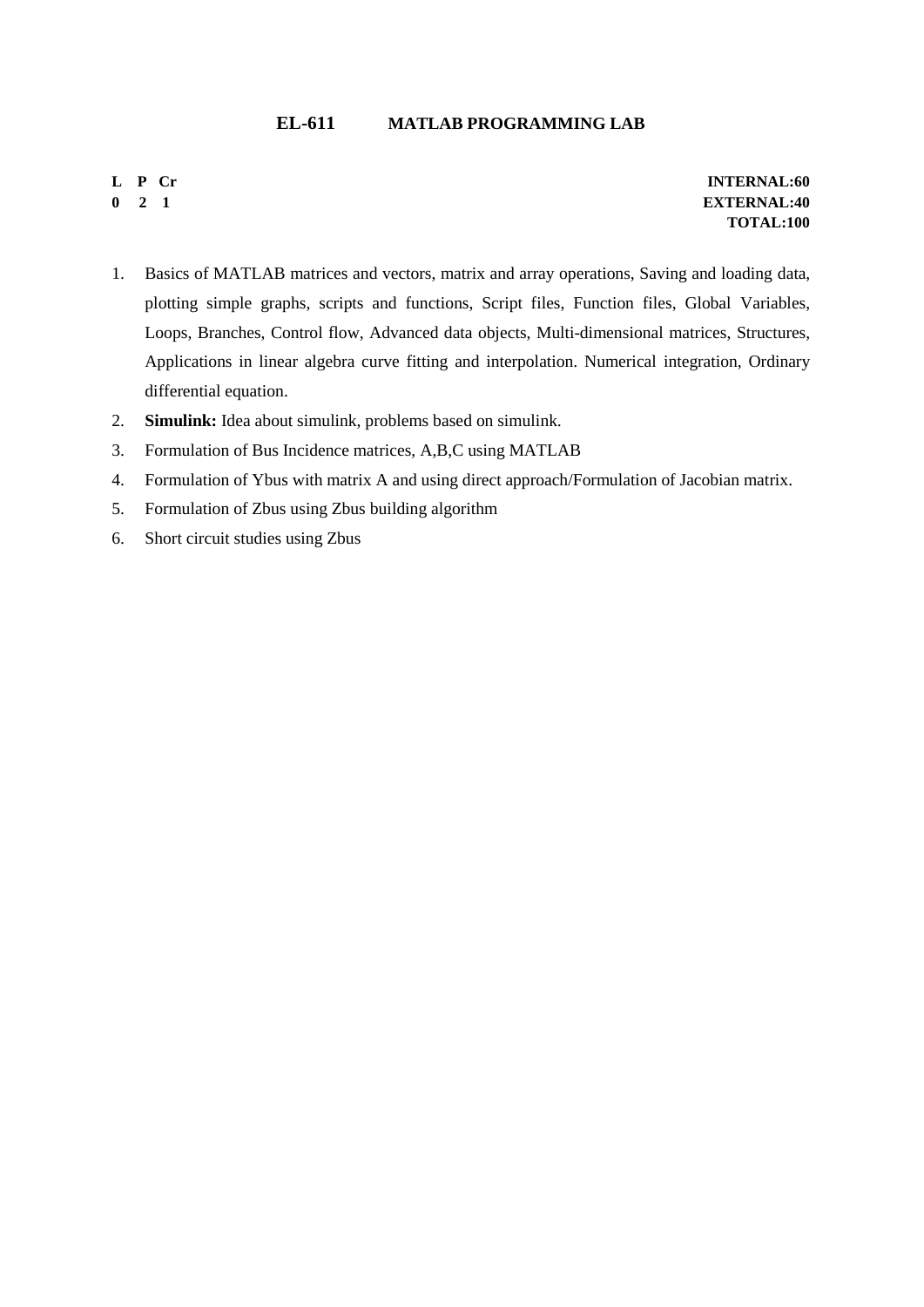## EL-611 MATLAB PROGRAMMING LAB

| **L** | **P** | **Cr** | |
|---|---|---|---|
| **0** | **2** | **1** | **INTERNAL:60** |
| | | | **EXTERNAL:40** |
| | | | **TOTAL:100** |

1. Basics of MATLAB matrices and vectors, matrix and array operations, Saving and loading data, plotting simple graphs, scripts and functions, Script files, Function files, Global Variables, Loops, Branches, Control flow, Advanced data objects, Multi-dimensional matrices, Structures, Applications in linear algebra curve fitting and interpolation. Numerical integration, Ordinary differential equation.
2. **Simulink:** Idea about simulink, problems based on simulink.
3. Formulation of Bus Incidence matrices, A,B,C using MATLAB
4. Formulation of Ybus with matrix A and using direct approach/Formulation of Jacobian matrix.
5. Formulation of Zbus using Zbus building algorithm
6. Short circuit studies using Zbus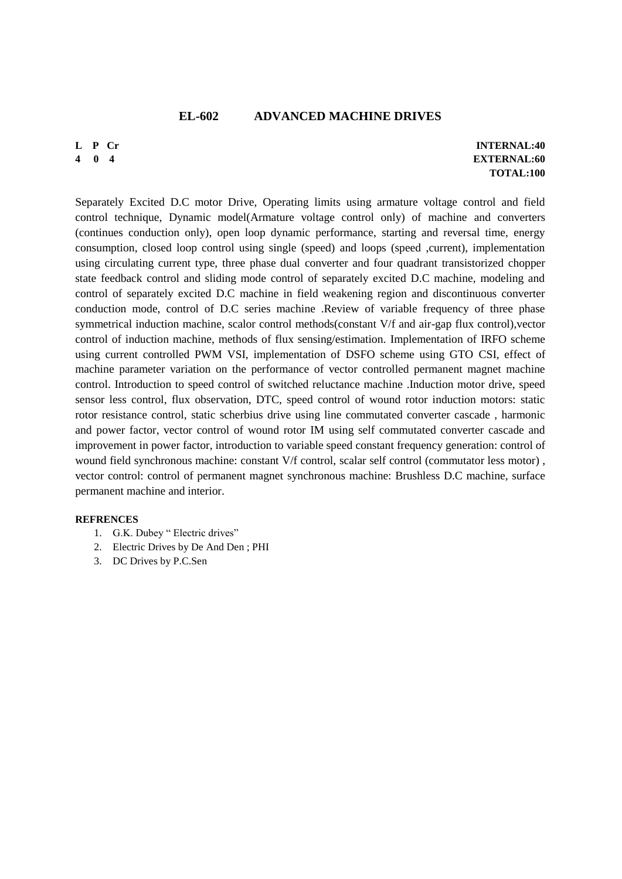## EL-602 ADVANCED MACHINE DRIVES

| L | P | Cr | |
|---|---|---|---|
| 4 | 0 | 4 | **INTERNAL:40** |
| | | | **EXTERNAL:60** |
| | | | **TOTAL:100** |

Separately Excited D.C motor Drive, Operating limits using armature voltage control and field control technique, Dynamic model(Armature voltage control only) of machine and converters (continues conduction only), open loop dynamic performance, starting and reversal time, energy consumption, closed loop control using single (speed) and loops (speed ,current), implementation using circulating current type, three phase dual converter and four quadrant transistorized chopper state feedback control and sliding mode control of separately excited D.C machine, modeling and control of separately excited D.C machine in field weakening region and discontinuous converter conduction mode, control of D.C series machine .Review of variable frequency of three phase symmetrical induction machine, scalor control methods(constant V/f and air-gap flux control),vector control of induction machine, methods of flux sensing/estimation. Implementation of IRFO scheme using current controlled PWM VSI, implementation of DSFO scheme using GTO CSI, effect of machine parameter variation on the performance of vector controlled permanent magnet machine control. Introduction to speed control of switched reluctance machine .Induction motor drive, speed sensor less control, flux observation, DTC, speed control of wound rotor induction motors: static rotor resistance control, static scherbius drive using line commutated converter cascade , harmonic and power factor, vector control of wound rotor IM using self commutated converter cascade and improvement in power factor, introduction to variable speed constant frequency generation: control of wound field synchronous machine: constant V/f control, scalar self control (commutator less motor) , vector control: control of permanent magnet synchronous machine: Brushless D.C machine, surface permanent machine and interior.

**REFRENCES**

1. G.K. Dubey " Electric drives"
2. Electric Drives by De And Den ; PHI
3. DC Drives by P.C.Sen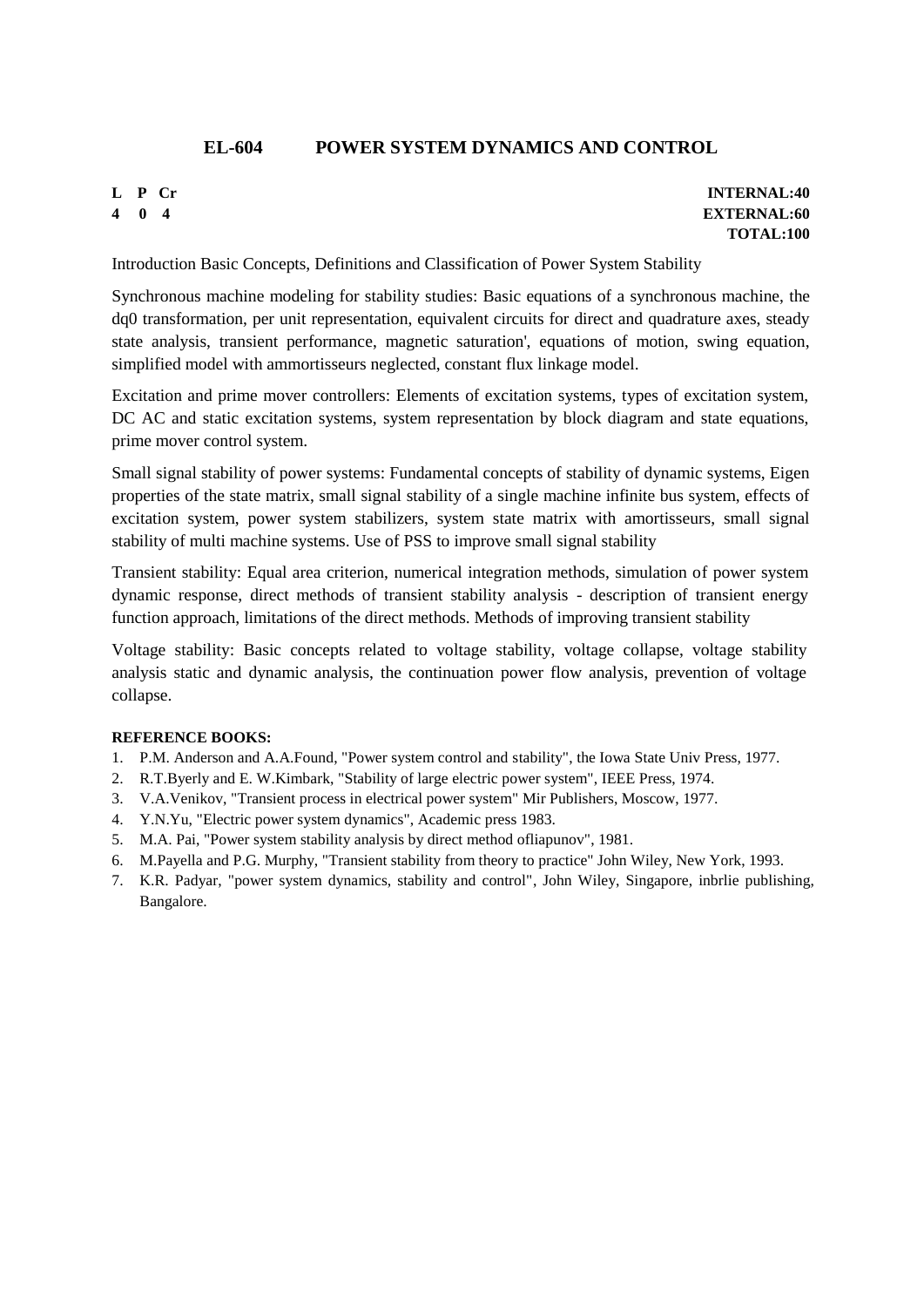## EL-604 POWER SYSTEM DYNAMICS AND CONTROL

| L | P | Cr | |
|---|---|---|---|
| 4 | 0 | 4 | |

**INTERNAL:40**
**EXTERNAL:60**
**TOTAL:100**

Introduction Basic Concepts, Definitions and Classification of Power System Stability

Synchronous machine modeling for stability studies: Basic equations of a synchronous machine, the dq0 transformation, per unit representation, equivalent circuits for direct and quadrature axes, steady state analysis, transient performance, magnetic saturation', equations of motion, swing equation, simplified model with ammortisseurs neglected, constant flux linkage model.

Excitation and prime mover controllers: Elements of excitation systems, types of excitation system, DC AC and static excitation systems, system representation by block diagram and state equations, prime mover control system.

Small signal stability of power systems: Fundamental concepts of stability of dynamic systems, Eigen properties of the state matrix, small signal stability of a single machine infinite bus system, effects of excitation system, power system stabilizers, system state matrix with amortisseurs, small signal stability of multi machine systems. Use of PSS to improve small signal stability

Transient stability: Equal area criterion, numerical integration methods, simulation of power system dynamic response, direct methods of transient stability analysis - description of transient energy function approach, limitations of the direct methods. Methods of improving transient stability

Voltage stability: Basic concepts related to voltage stability, voltage collapse, voltage stability analysis static and dynamic analysis, the continuation power flow analysis, prevention of voltage collapse.

**REFERENCE BOOKS:**

1. P.M. Anderson and A.A.Found, "Power system control and stability", the Iowa State Univ Press, 1977.
2. R.T.Byerly and E. W.Kimbark, "Stability of large electric power system", IEEE Press, 1974.
3. V.A.Venikov, "Transient process in electrical power system" Mir Publishers, Moscow, 1977.
4. Y.N.Yu, "Electric power system dynamics", Academic press 1983.
5. M.A. Pai, "Power system stability analysis by direct method ofliapunov", 1981.
6. M.Payella and P.G. Murphy, "Transient stability from theory to practice" John Wiley, New York, 1993.
7. K.R. Padyar, "power system dynamics, stability and control", John Wiley, Singapore, inbrlie publishing, Bangalore.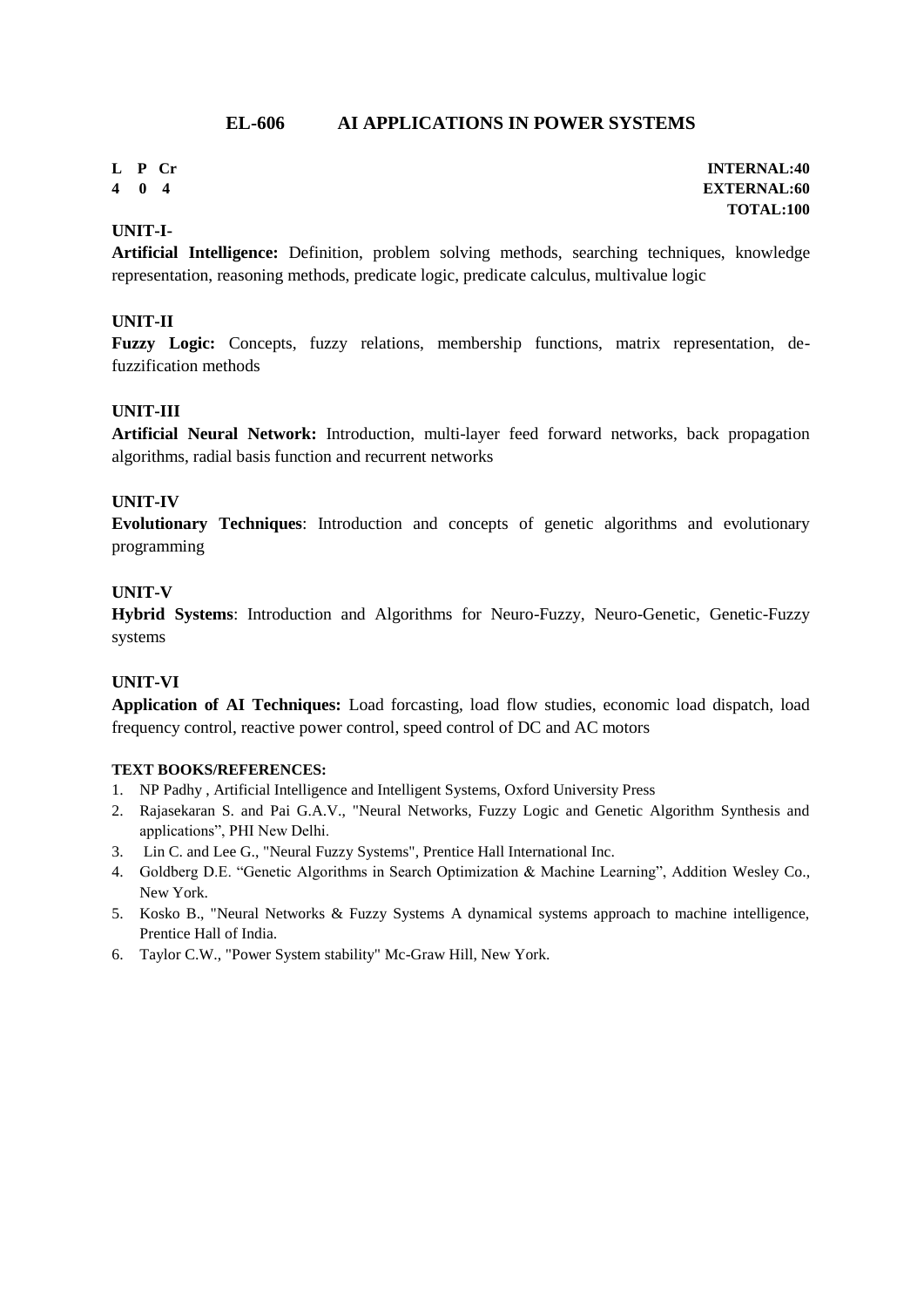## EL-606 AI APPLICATIONS IN POWER SYSTEMS

| L | P | Cr | |
|---|---|---|---|
| 4 | 0 | 4 | |

**INTERNAL:40**
**EXTERNAL:60**
**TOTAL:100**

**UNIT-I-**

**Artificial Intelligence:** Definition, problem solving methods, searching techniques, knowledge representation, reasoning methods, predicate logic, predicate calculus, multivalue logic

**UNIT-II**

**Fuzzy Logic:** Concepts, fuzzy relations, membership functions, matrix representation, de-fuzzification methods

**UNIT-III**

**Artificial Neural Network:** Introduction, multi-layer feed forward networks, back propagation algorithms, radial basis function and recurrent networks

**UNIT-IV**

**Evolutionary Techniques**: Introduction and concepts of genetic algorithms and evolutionary programming

**UNIT-V**

**Hybrid Systems**: Introduction and Algorithms for Neuro-Fuzzy, Neuro-Genetic, Genetic-Fuzzy systems

**UNIT-VI**

**Application of AI Techniques:** Load forcasting, load flow studies, economic load dispatch, load frequency control, reactive power control, speed control of DC and AC motors

**TEXT BOOKS/REFERENCES:**

1. NP Padhy , Artificial Intelligence and Intelligent Systems, Oxford University Press
2. Rajasekaran S. and Pai G.A.V., "Neural Networks, Fuzzy Logic and Genetic Algorithm Synthesis and applications", PHI New Delhi.
3. Lin C. and Lee G., "Neural Fuzzy Systems", Prentice Hall International Inc.
4. Goldberg D.E. "Genetic Algorithms in Search Optimization & Machine Learning", Addition Wesley Co., New York.
5. Kosko B., "Neural Networks & Fuzzy Systems A dynamical systems approach to machine intelligence, Prentice Hall of India.
6. Taylor C.W., "Power System stability" Mc-Graw Hill, New York.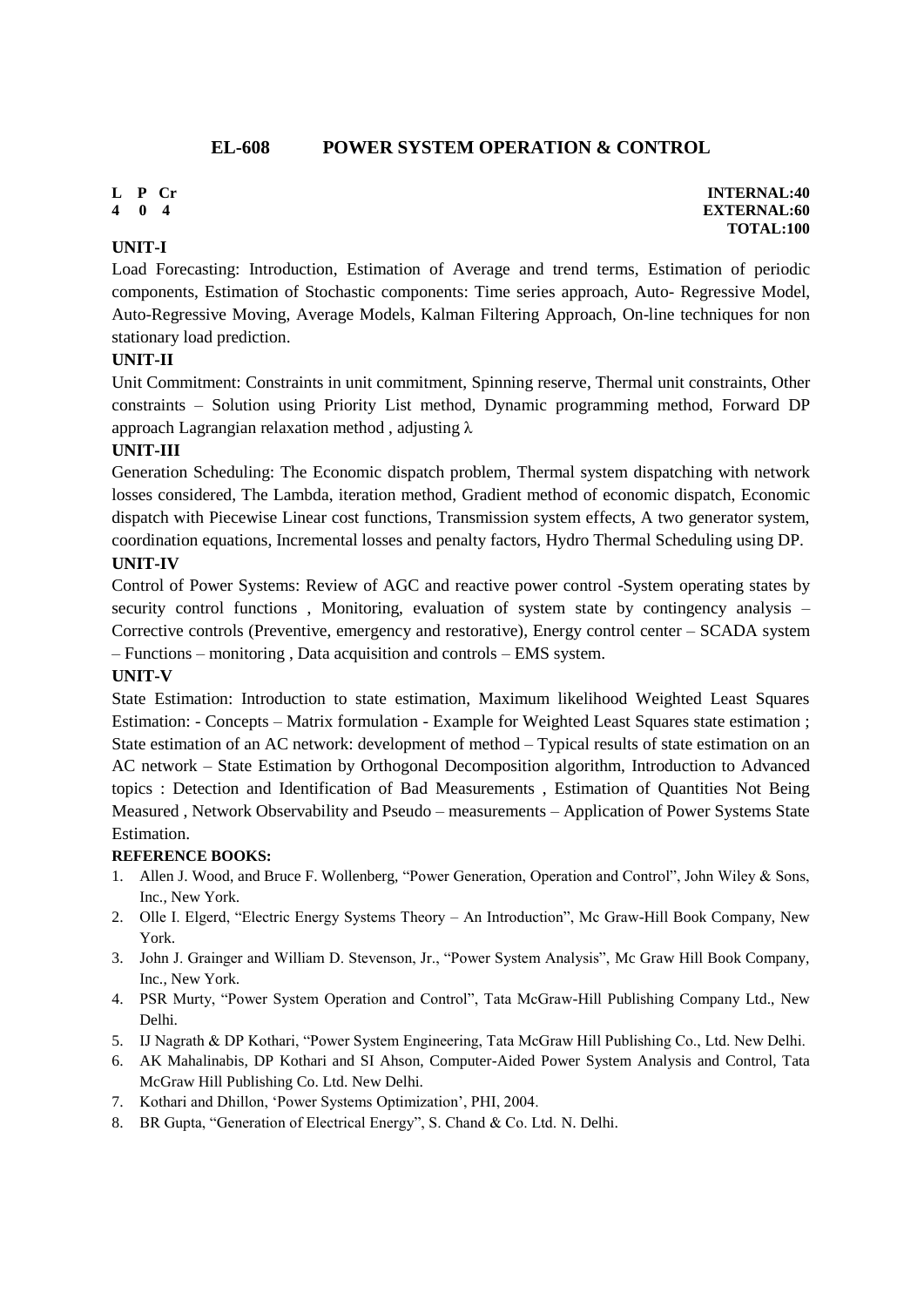## EL-608 POWER SYSTEM OPERATION & CONTROL

| L | P | Cr | |
|---|---|---|---|
| 4 | 0 | 4 | |

**INTERNAL:40**
**EXTERNAL:60**
**TOTAL:100**

**UNIT-I**

Load Forecasting: Introduction, Estimation of Average and trend terms, Estimation of periodic components, Estimation of Stochastic components: Time series approach, Auto- Regressive Model, Auto-Regressive Moving, Average Models, Kalman Filtering Approach, On-line techniques for non stationary load prediction.

**UNIT-II**

Unit Commitment: Constraints in unit commitment, Spinning reserve, Thermal unit constraints, Other constraints – Solution using Priority List method, Dynamic programming method, Forward DP approach Lagrangian relaxation method , adjusting $\lambda$

**UNIT-III**

Generation Scheduling: The Economic dispatch problem, Thermal system dispatching with network losses considered, The Lambda, iteration method, Gradient method of economic dispatch, Economic dispatch with Piecewise Linear cost functions, Transmission system effects, A two generator system, coordination equations, Incremental losses and penalty factors, Hydro Thermal Scheduling using DP.

**UNIT-IV**

Control of Power Systems: Review of AGC and reactive power control -System operating states by security control functions , Monitoring, evaluation of system state by contingency analysis – Corrective controls (Preventive, emergency and restorative), Energy control center – SCADA system – Functions – monitoring , Data acquisition and controls – EMS system.

**UNIT-V**

State Estimation: Introduction to state estimation, Maximum likelihood Weighted Least Squares Estimation: - Concepts – Matrix formulation - Example for Weighted Least Squares state estimation ; State estimation of an AC network: development of method – Typical results of state estimation on an AC network – State Estimation by Orthogonal Decomposition algorithm, Introduction to Advanced topics : Detection and Identification of Bad Measurements , Estimation of Quantities Not Being Measured , Network Observability and Pseudo – measurements – Application of Power Systems State Estimation.

**REFERENCE BOOKS:**

1. Allen J. Wood, and Bruce F. Wollenberg, "Power Generation, Operation and Control", John Wiley & Sons, Inc., New York.
2. Olle I. Elgerd, "Electric Energy Systems Theory – An Introduction", Mc Graw-Hill Book Company, New York.
3. John J. Grainger and William D. Stevenson, Jr., "Power System Analysis", Mc Graw Hill Book Company, Inc., New York.
4. PSR Murty, "Power System Operation and Control", Tata McGraw-Hill Publishing Company Ltd., New Delhi.
5. IJ Nagrath & DP Kothari, "Power System Engineering, Tata McGraw Hill Publishing Co., Ltd. New Delhi.
6. AK Mahalinabis, DP Kothari and SI Ahson, Computer-Aided Power System Analysis and Control, Tata McGraw Hill Publishing Co. Ltd. New Delhi.
7. Kothari and Dhillon, 'Power Systems Optimization', PHI, 2004.
8. BR Gupta, "Generation of Electrical Energy", S. Chand & Co. Ltd. N. Delhi.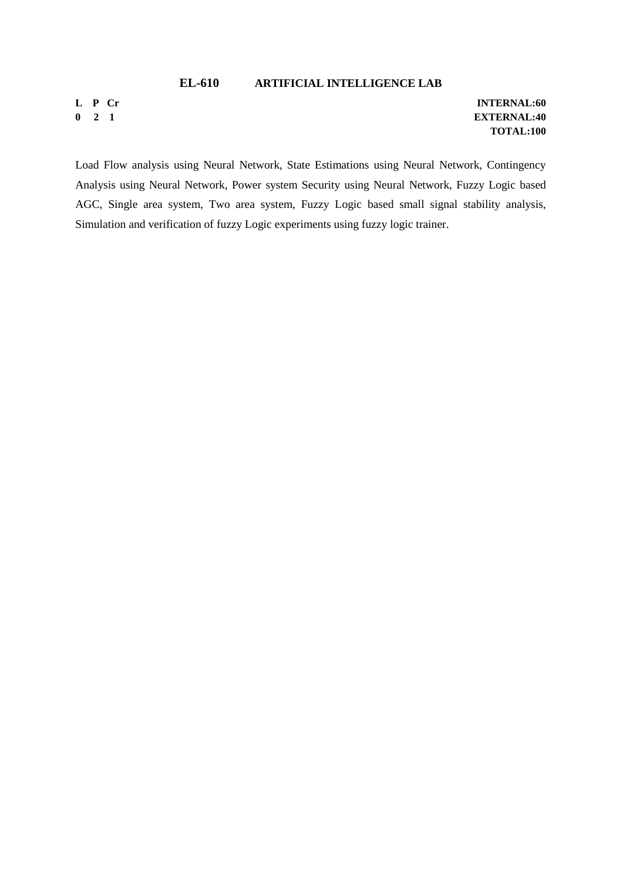## EL-610 ARTIFICIAL INTELLIGENCE LAB

| L | P | Cr | |
|---|---|---|---|
| 0 | 2 | 1 | |

**INTERNAL:60**
**EXTERNAL:40**
**TOTAL:100**

Load Flow analysis using Neural Network, State Estimations using Neural Network, Contingency Analysis using Neural Network, Power system Security using Neural Network, Fuzzy Logic based AGC, Single area system, Two area system, Fuzzy Logic based small signal stability analysis, Simulation and verification of fuzzy Logic experiments using fuzzy logic trainer.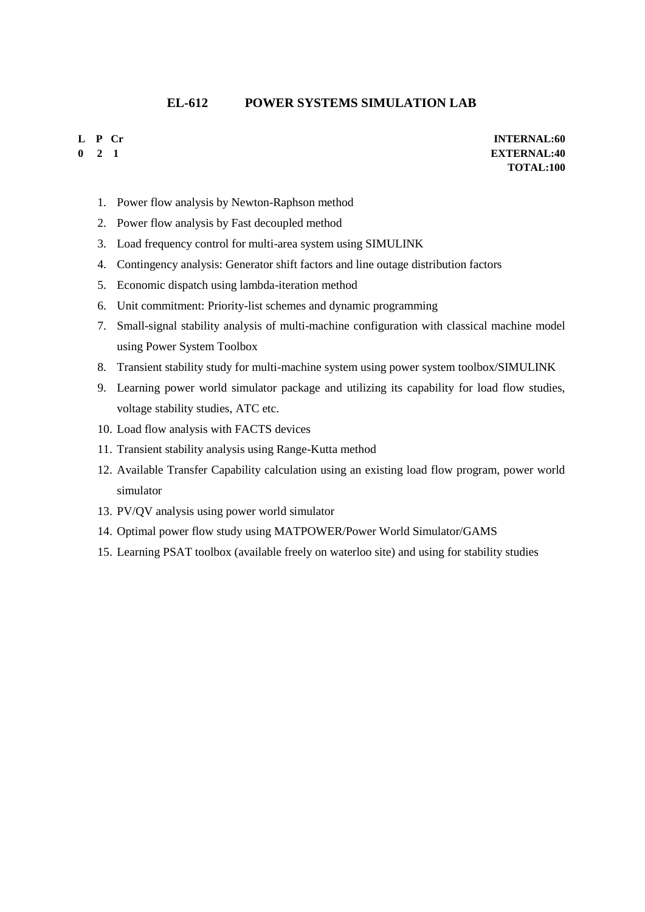## EL-612 POWER SYSTEMS SIMULATION LAB

| L | P | Cr | |
|---|---|---|---|
| 0 | 2 | 1 | **INTERNAL:60** |
| | | | **EXTERNAL:40** |
| | | | **TOTAL:100** |

1. Power flow analysis by Newton-Raphson method
2. Power flow analysis by Fast decoupled method
3. Load frequency control for multi-area system using SIMULINK
4. Contingency analysis: Generator shift factors and line outage distribution factors
5. Economic dispatch using lambda-iteration method
6. Unit commitment: Priority-list schemes and dynamic programming
7. Small-signal stability analysis of multi-machine configuration with classical machine model using Power System Toolbox
8. Transient stability study for multi-machine system using power system toolbox/SIMULINK
9. Learning power world simulator package and utilizing its capability for load flow studies, voltage stability studies, ATC etc.
10. Load flow analysis with FACTS devices
11. Transient stability analysis using Range-Kutta method
12. Available Transfer Capability calculation using an existing load flow program, power world simulator
13. PV/QV analysis using power world simulator
14. Optimal power flow study using MATPOWER/Power World Simulator/GAMS
15. Learning PSAT toolbox (available freely on waterloo site) and using for stability studies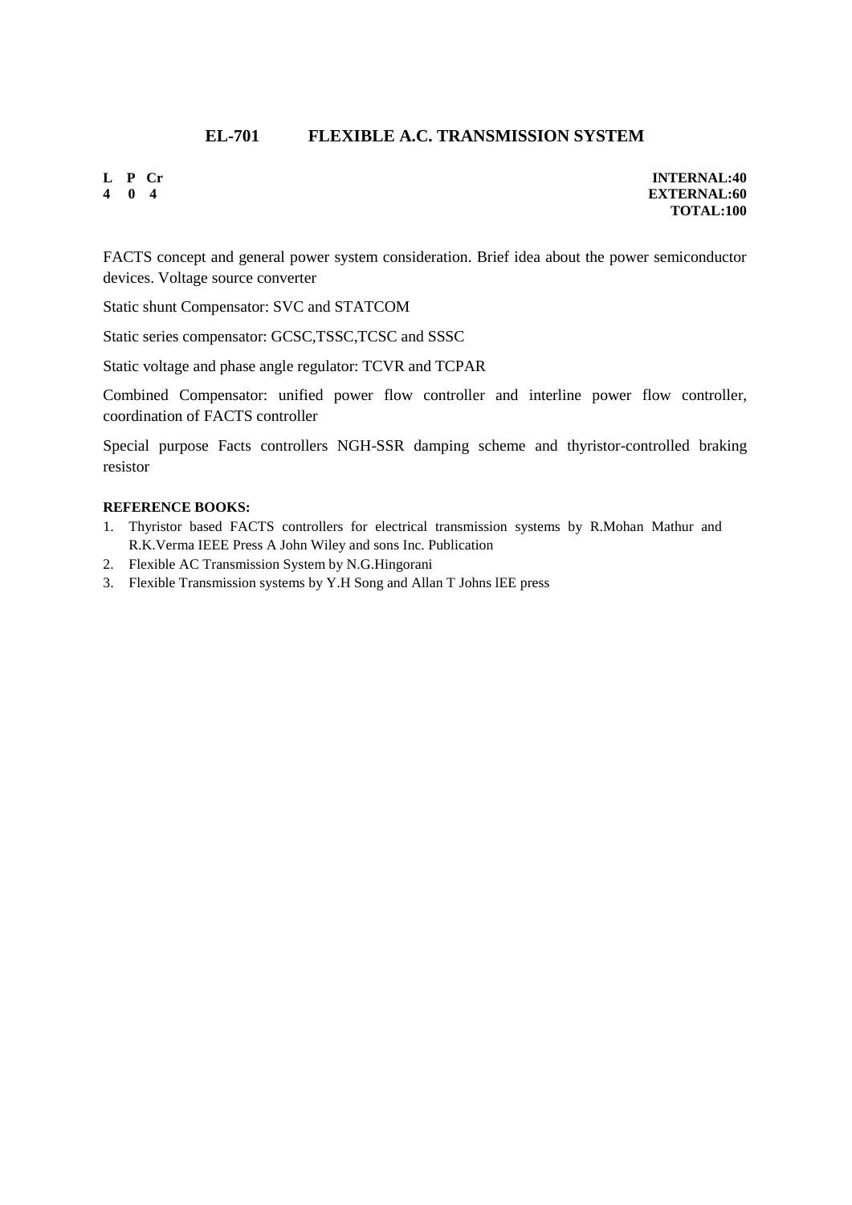## EL-701 FLEXIBLE A.C. TRANSMISSION SYSTEM

| L | P | Cr |
|---|---|---|
| 4 | 0 | 4 |

**INTERNAL:40**
**EXTERNAL:60**
**TOTAL:100**

FACTS concept and general power system consideration. Brief idea about the power semiconductor devices. Voltage source converter

Static shunt Compensator: SVC and STATCOM

Static series compensator: GCSC,TSSC,TCSC and SSSC

Static voltage and phase angle regulator: TCVR and TCPAR

Combined Compensator: unified power flow controller and interline power flow controller, coordination of FACTS controller

Special purpose Facts controllers NGH-SSR damping scheme and thyristor-controlled braking resistor

**REFERENCE BOOKS:**

1. Thyristor based FACTS controllers for electrical transmission systems by R.Mohan Mathur and R.K.Verma IEEE Press A John Wiley and sons Inc. Publication
2. Flexible AC Transmission System by N.G.Hingorani
3. Flexible Transmission systems by Y.H Song and Allan T Johns lEE press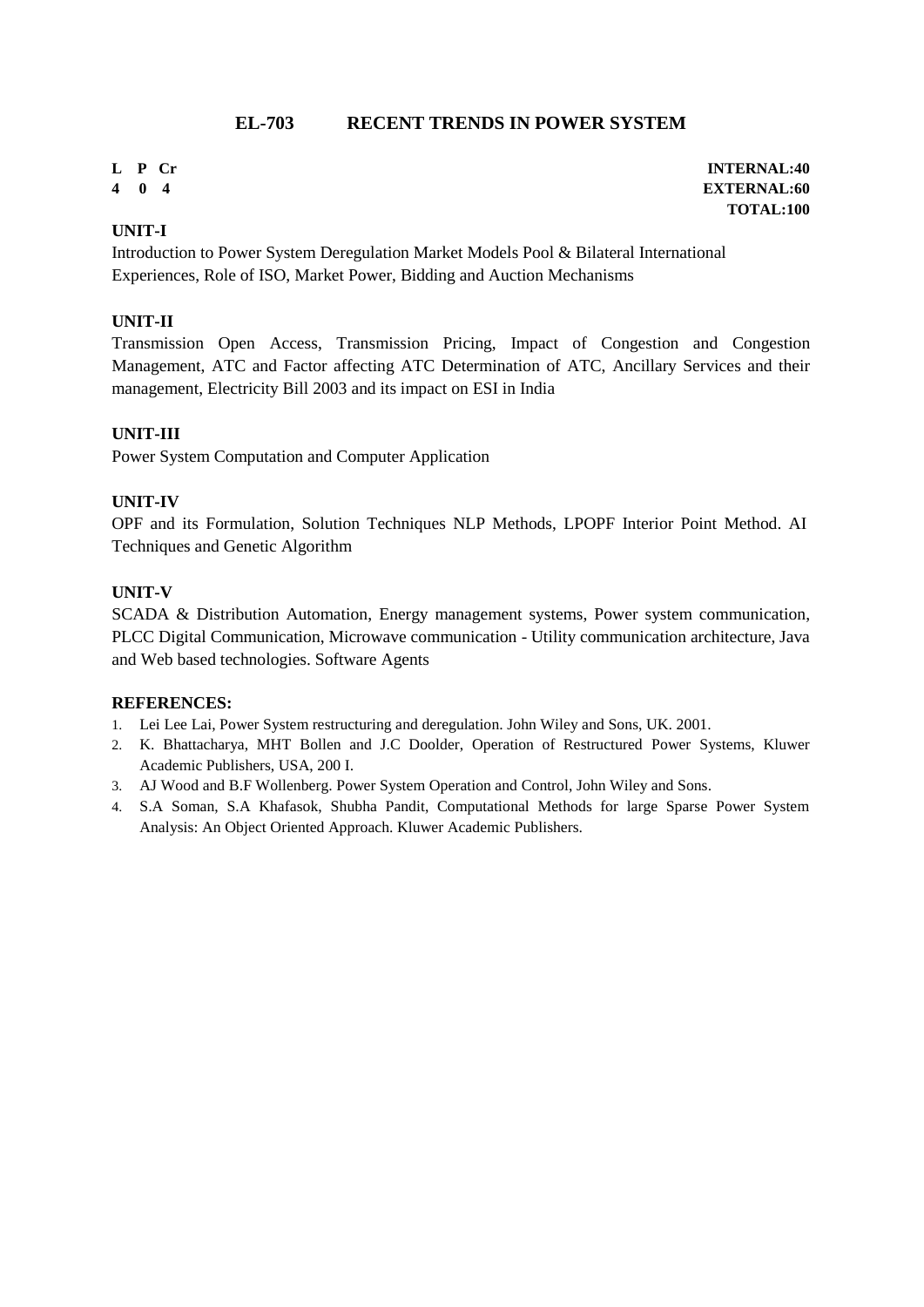## EL-703 RECENT TRENDS IN POWER SYSTEM

| L | P | Cr | |
|---|---|---|---|
| 4 | 0 | 4 | |

**INTERNAL:40**
**EXTERNAL:60**
**TOTAL:100**

### UNIT-I

Introduction to Power System Deregulation Market Models Pool & Bilateral International Experiences, Role of ISO, Market Power, Bidding and Auction Mechanisms

### UNIT-II

Transmission Open Access, Transmission Pricing, Impact of Congestion and Congestion Management, ATC and Factor affecting ATC Determination of ATC, Ancillary Services and their management, Electricity Bill 2003 and its impact on ESI in India

### UNIT-III

Power System Computation and Computer Application

### UNIT-IV

OPF and its Formulation, Solution Techniques NLP Methods, LPOPF Interior Point Method. AI Techniques and Genetic Algorithm

### UNIT-V

SCADA & Distribution Automation, Energy management systems, Power system communication, PLCC Digital Communication, Microwave communication - Utility communication architecture, Java and Web based technologies. Software Agents

### REFERENCES:

1. Lei Lee Lai, Power System restructuring and deregulation. John Wiley and Sons, UK. 2001.
2. K. Bhattacharya, MHT Bollen and J.C Doolder, Operation of Restructured Power Systems, Kluwer Academic Publishers, USA, 200 I.
3. AJ Wood and B.F Wollenberg. Power System Operation and Control, John Wiley and Sons.
4. S.A Soman, S.A Khafasok, Shubha Pandit, Computational Methods for large Sparse Power System Analysis: An Object Oriented Approach. Kluwer Academic Publishers.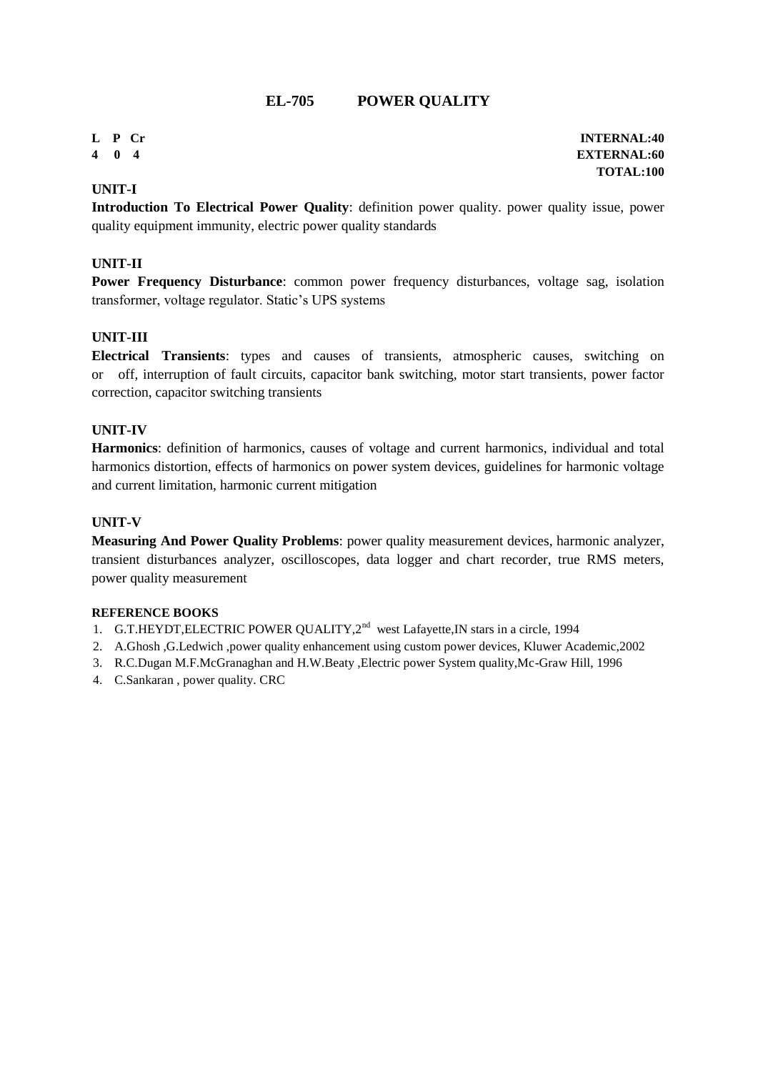# EL-705 POWER QUALITY

| L | P | Cr | |
|---|---|---|---|
| 4 | 0 | 4 | |

**INTERNAL:40**
**EXTERNAL:60**
**TOTAL:100**

**UNIT-I**

**Introduction To Electrical Power Quality**: definition power quality. power quality issue, power quality equipment immunity, electric power quality standards

**UNIT-II**

**Power Frequency Disturbance**: common power frequency disturbances, voltage sag, isolation transformer, voltage regulator. Static's UPS systems

**UNIT-III**

**Electrical Transients**: types and causes of transients, atmospheric causes, switching on or off, interruption of fault circuits, capacitor bank switching, motor start transients, power factor correction, capacitor switching transients

**UNIT-IV**

**Harmonics**: definition of harmonics, causes of voltage and current harmonics, individual and total harmonics distortion, effects of harmonics on power system devices, guidelines for harmonic voltage and current limitation, harmonic current mitigation

**UNIT-V**

**Measuring And Power Quality Problems**: power quality measurement devices, harmonic analyzer, transient disturbances analyzer, oscilloscopes, data logger and chart recorder, true RMS meters, power quality measurement

**REFERENCE BOOKS**

1. G.T.HEYDT,ELECTRIC POWER QUALITY,2nd west Lafayette,IN stars in a circle, 1994
2. A.Ghosh ,G.Ledwich ,power quality enhancement using custom power devices, Kluwer Academic,2002
3. R.C.Dugan M.F.McGranaghan and H.W.Beaty ,Electric power System quality,Mc-Graw Hill, 1996
4. C.Sankaran , power quality. CRC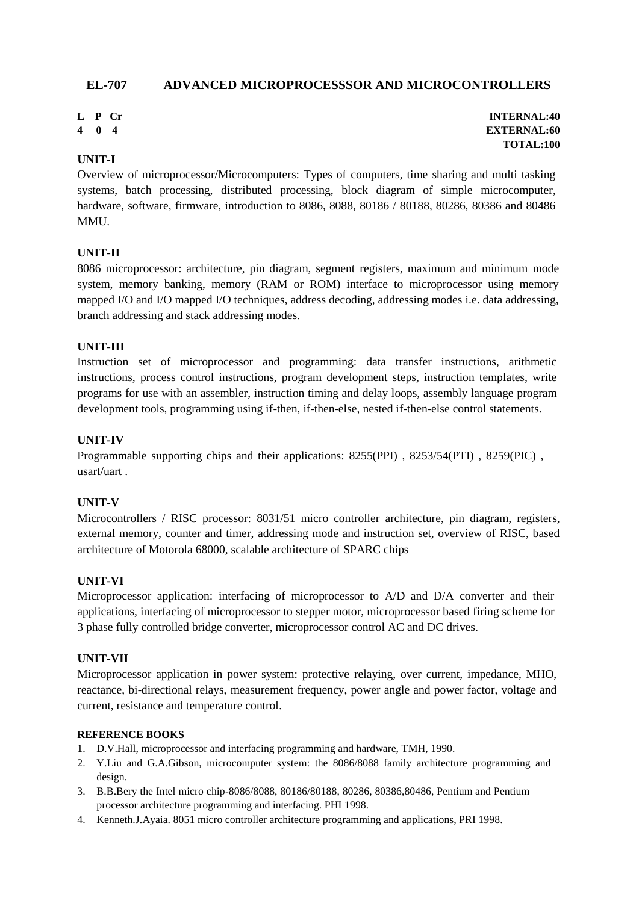## EL-707 ADVANCED MICROPROCESSSOR AND MICROCONTROLLERS

| L | P | Cr | |
|---|---|---|---|
| 4 | 0 | 4 | |

**INTERNAL:40**
**EXTERNAL:60**
**TOTAL:100**

**UNIT-I**

Overview of microprocessor/Microcomputers: Types of computers, time sharing and multi tasking systems, batch processing, distributed processing, block diagram of simple microcomputer, hardware, software, firmware, introduction to 8086, 8088, 80186 / 80188, 80286, 80386 and 80486 MMU.

**UNIT-II**

8086 microprocessor: architecture, pin diagram, segment registers, maximum and minimum mode system, memory banking, memory (RAM or ROM) interface to microprocessor using memory mapped I/O and I/O mapped I/O techniques, address decoding, addressing modes i.e. data addressing, branch addressing and stack addressing modes.

**UNIT-III**

Instruction set of microprocessor and programming: data transfer instructions, arithmetic instructions, process control instructions, program development steps, instruction templates, write programs for use with an assembler, instruction timing and delay loops, assembly language program development tools, programming using if-then, if-then-else, nested if-then-else control statements.

**UNIT-IV**

Programmable supporting chips and their applications: 8255(PPI) , 8253/54(PTI) , 8259(PIC) , usart/uart .

**UNIT-V**

Microcontrollers / RISC processor: 8031/51 micro controller architecture, pin diagram, registers, external memory, counter and timer, addressing mode and instruction set, overview of RISC, based architecture of Motorola 68000, scalable architecture of SPARC chips

**UNIT-VI**

Microprocessor application: interfacing of microprocessor to A/D and D/A converter and their applications, interfacing of microprocessor to stepper motor, microprocessor based firing scheme for 3 phase fully controlled bridge converter, microprocessor control AC and DC drives.

**UNIT-VII**

Microprocessor application in power system: protective relaying, over current, impedance, MHO, reactance, bi-directional relays, measurement frequency, power angle and power factor, voltage and current, resistance and temperature control.

**REFERENCE BOOKS**

1. D.V.Hall, microprocessor and interfacing programming and hardware, TMH, 1990.
2. Y.Liu and G.A.Gibson, microcomputer system: the 8086/8088 family architecture programming and design.
3. B.B.Bery the Intel micro chip-8086/8088, 80186/80188, 80286, 80386,80486, Pentium and Pentium processor architecture programming and interfacing. PHI 1998.
4. Kenneth.J.Ayaia. 8051 micro controller architecture programming and applications, PRI 1998.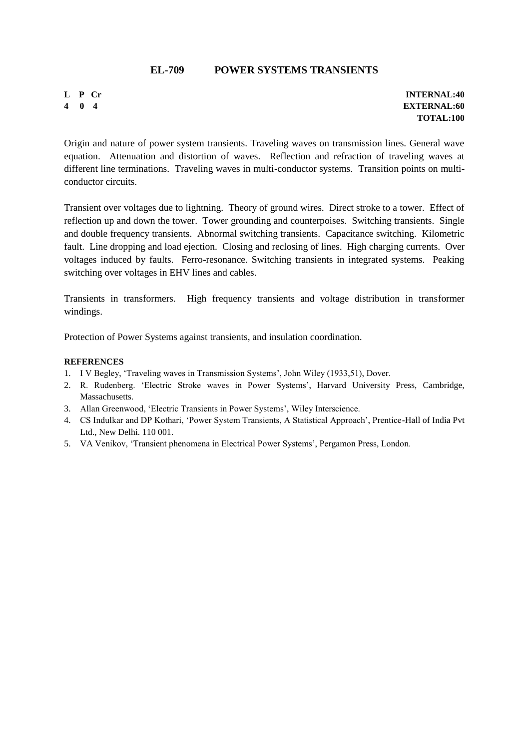# EL-709 POWER SYSTEMS TRANSIENTS

| L | P | Cr | |
|---|---|---|---|
| 4 | 0 | 4 | |

**INTERNAL:40**
**EXTERNAL:60**
**TOTAL:100**

Origin and nature of power system transients. Traveling waves on transmission lines. General wave equation. Attenuation and distortion of waves. Reflection and refraction of traveling waves at different line terminations. Traveling waves in multi-conductor systems. Transition points on multi-conductor circuits.

Transient over voltages due to lightning. Theory of ground wires. Direct stroke to a tower. Effect of reflection up and down the tower. Tower grounding and counterpoises. Switching transients. Single and double frequency transients. Abnormal switching transients. Capacitance switching. Kilometric fault. Line dropping and load ejection. Closing and reclosing of lines. High charging currents. Over voltages induced by faults. Ferro-resonance. Switching transients in integrated systems. Peaking switching over voltages in EHV lines and cables.

Transients in transformers. High frequency transients and voltage distribution in transformer windings.

Protection of Power Systems against transients, and insulation coordination.

**REFERENCES**

1. I V Begley, 'Traveling waves in Transmission Systems', John Wiley (1933,51), Dover.
2. R. Rudenberg. 'Electric Stroke waves in Power Systems', Harvard University Press, Cambridge, Massachusetts.
3. Allan Greenwood, 'Electric Transients in Power Systems', Wiley Interscience.
4. CS Indulkar and DP Kothari, 'Power System Transients, A Statistical Approach', Prentice-Hall of India Pvt Ltd., New Delhi. 110 001.
5. VA Venikov, 'Transient phenomena in Electrical Power Systems', Pergamon Press, London.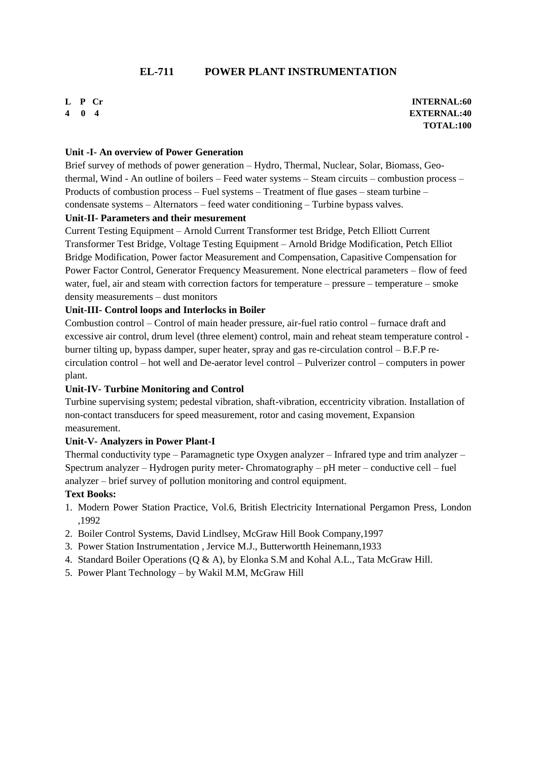# EL-711 POWER PLANT INSTRUMENTATION

| L | P | Cr | | INTERNAL:60 |
|---|---|---|---|---|
| 4 | 0 | 4 | | EXTERNAL:40 |
| | | | | TOTAL:100 |

**Unit -I- An overview of Power Generation**

Brief survey of methods of power generation – Hydro, Thermal, Nuclear, Solar, Biomass, Geo-thermal, Wind - An outline of boilers – Feed water systems – Steam circuits – combustion process – Products of combustion process – Fuel systems – Treatment of flue gases – steam turbine – condensate systems – Alternators – feed water conditioning – Turbine bypass valves.

**Unit-II- Parameters and their mesurement**

Current Testing Equipment – Arnold Current Transformer test Bridge, Petch Elliott Current Transformer Test Bridge, Voltage Testing Equipment – Arnold Bridge Modification, Petch Elliot Bridge Modification, Power factor Measurement and Compensation, Capasitive Compensation for Power Factor Control, Generator Frequency Measurement. None electrical parameters – flow of feed water, fuel, air and steam with correction factors for temperature – pressure – temperature – smoke density measurements – dust monitors

**Unit-III- Control loops and Interlocks in Boiler**

Combustion control – Control of main header pressure, air-fuel ratio control – furnace draft and excessive air control, drum level (three element) control, main and reheat steam temperature control - burner tilting up, bypass damper, super heater, spray and gas re-circulation control – B.F.P re-circulation control – hot well and De-aerator level control – Pulverizer control – computers in power plant.

**Unit-IV- Turbine Monitoring and Control**

Turbine supervising system; pedestal vibration, shaft-vibration, eccentricity vibration. Installation of non-contact transducers for speed measurement, rotor and casing movement, Expansion measurement.

**Unit-V- Analyzers in Power Plant-I**

Thermal conductivity type – Paramagnetic type Oxygen analyzer – Infrared type and trim analyzer – Spectrum analyzer – Hydrogen purity meter- Chromatography – pH meter – conductive cell – fuel analyzer – brief survey of pollution monitoring and control equipment.

**Text Books:**

1. Modern Power Station Practice, Vol.6, British Electricity International Pergamon Press, London ,1992
2. Boiler Control Systems, David Lindlsey, McGraw Hill Book Company,1997
3. Power Station Instrumentation , Jervice M.J., Butterwortth Heinemann,1933
4. Standard Boiler Operations (Q & A), by Elonka S.M and Kohal A.L., Tata McGraw Hill.
5. Power Plant Technology – by Wakil M.M, McGraw Hill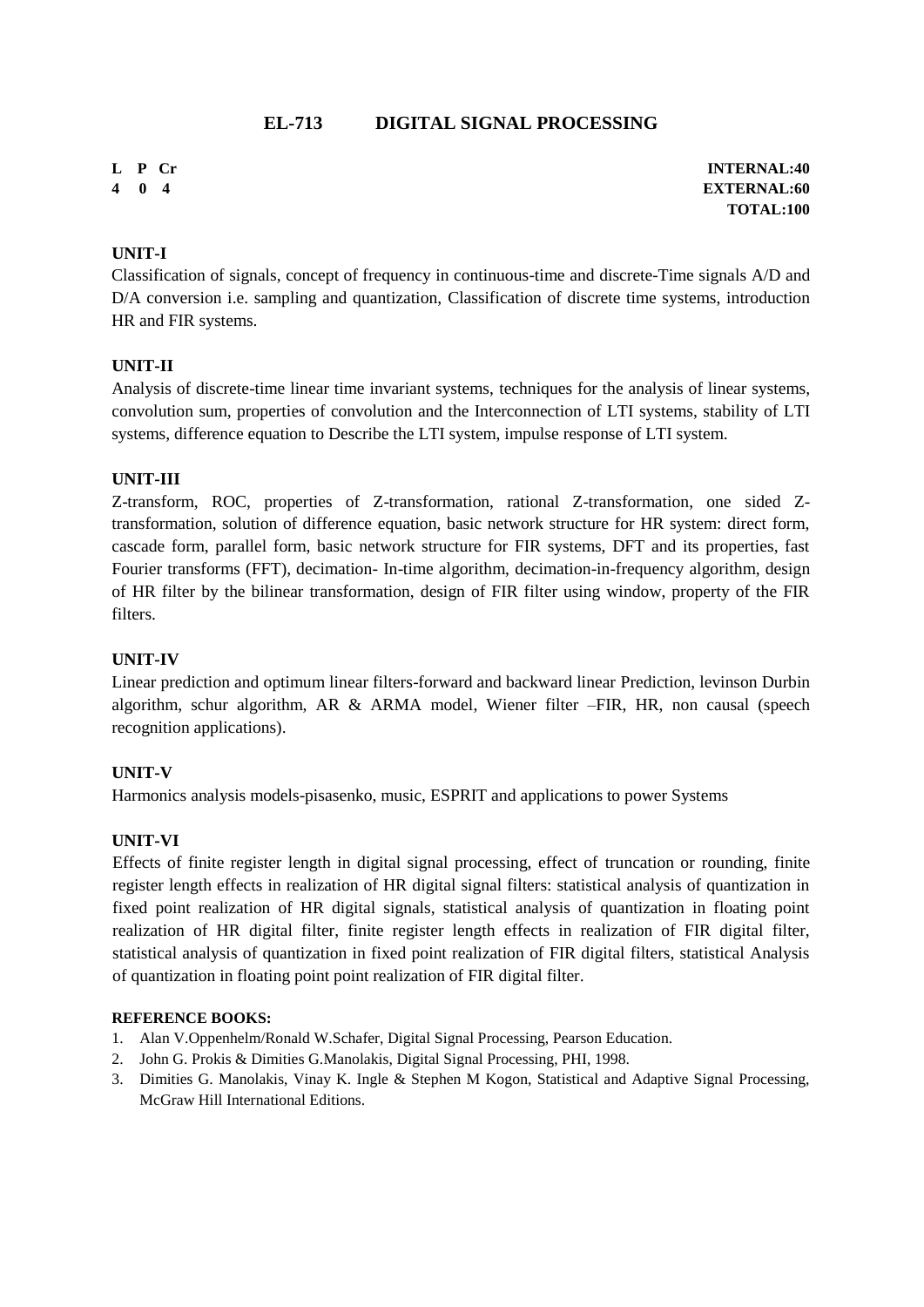# EL-713 DIGITAL SIGNAL PROCESSING

| L | P | Cr | |
|---|---|---|---|
| 4 | 0 | 4 | **INTERNAL:40** |
| | | | **EXTERNAL:60** |
| | | | **TOTAL:100** |

**UNIT-I**

Classification of signals, concept of frequency in continuous-time and discrete-Time signals A/D and D/A conversion i.e. sampling and quantization, Classification of discrete time systems, introduction HR and FIR systems.

**UNIT-II**

Analysis of discrete-time linear time invariant systems, techniques for the analysis of linear systems, convolution sum, properties of convolution and the Interconnection of LTI systems, stability of LTI systems, difference equation to Describe the LTI system, impulse response of LTI system.

**UNIT-III**

Z-transform, ROC, properties of Z-transformation, rational Z-transformation, one sided Z-transformation, solution of difference equation, basic network structure for HR system: direct form, cascade form, parallel form, basic network structure for FIR systems, DFT and its properties, fast Fourier transforms (FFT), decimation- In-time algorithm, decimation-in-frequency algorithm, design of HR filter by the bilinear transformation, design of FIR filter using window, property of the FIR filters.

**UNIT-IV**

Linear prediction and optimum linear filters-forward and backward linear Prediction, levinson Durbin algorithm, schur algorithm, AR & ARMA model, Wiener filter –FIR, HR, non causal (speech recognition applications).

**UNIT-V**

Harmonics analysis models-pisasenko, music, ESPRIT and applications to power Systems

**UNIT-VI**

Effects of finite register length in digital signal processing, effect of truncation or rounding, finite register length effects in realization of HR digital signal filters: statistical analysis of quantization in fixed point realization of HR digital signals, statistical analysis of quantization in floating point realization of HR digital filter, finite register length effects in realization of FIR digital filter, statistical analysis of quantization in fixed point realization of FIR digital filters, statistical Analysis of quantization in floating point point realization of FIR digital filter.

**REFERENCE BOOKS:**

1. Alan V.Oppenhelm/Ronald W.Schafer, Digital Signal Processing, Pearson Education.
2. John G. Prokis & Dimities G.Manolakis, Digital Signal Processing, PHI, 1998.
3. Dimities G. Manolakis, Vinay K. Ingle & Stephen M Kogon, Statistical and Adaptive Signal Processing, McGraw Hill International Editions.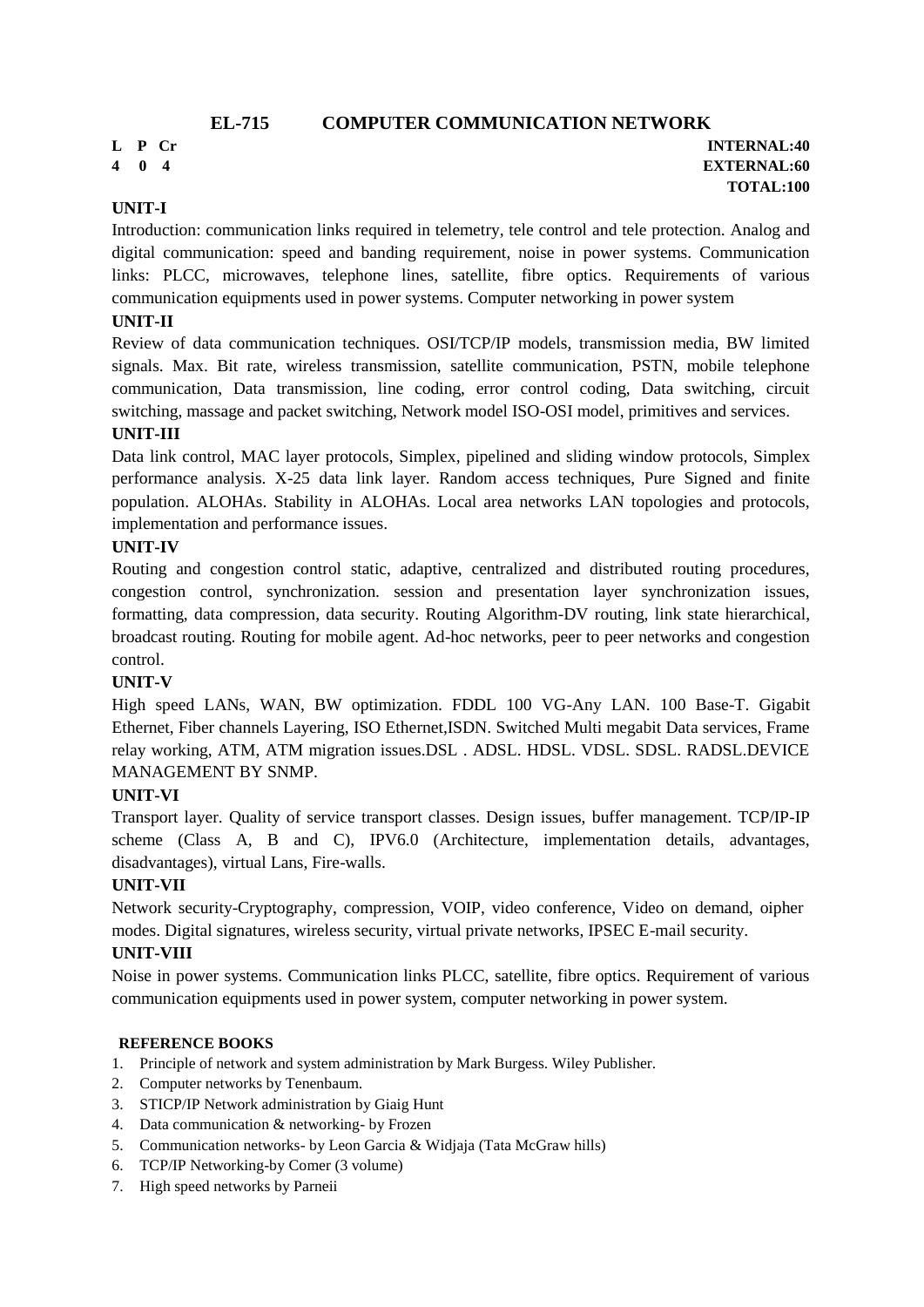## EL-715 COMPUTER COMMUNICATION NETWORK

| L | P | Cr | |
|---|---|---|---|
| 4 | 0 | 4 | |

**INTERNAL:40**
**EXTERNAL:60**
**TOTAL:100**

**UNIT-I**

Introduction: communication links required in telemetry, tele control and tele protection. Analog and digital communication: speed and banding requirement, noise in power systems. Communication links: PLCC, microwaves, telephone lines, satellite, fibre optics. Requirements of various communication equipments used in power systems. Computer networking in power system

**UNIT-II**

Review of data communication techniques. OSI/TCP/IP models, transmission media, BW limited signals. Max. Bit rate, wireless transmission, satellite communication, PSTN, mobile telephone communication, Data transmission, line coding, error control coding, Data switching, circuit switching, massage and packet switching, Network model ISO-OSI model, primitives and services.

**UNIT-III**

Data link control, MAC layer protocols, Simplex, pipelined and sliding window protocols, Simplex performance analysis. X-25 data link layer. Random access techniques, Pure Signed and finite population. ALOHAs. Stability in ALOHAs. Local area networks LAN topologies and protocols, implementation and performance issues.

**UNIT-IV**

Routing and congestion control static, adaptive, centralized and distributed routing procedures, congestion control, synchronization. session and presentation layer synchronization issues, formatting, data compression, data security. Routing Algorithm-DV routing, link state hierarchical, broadcast routing. Routing for mobile agent. Ad-hoc networks, peer to peer networks and congestion control.

**UNIT-V**

High speed LANs, WAN, BW optimization. FDDL 100 VG-Any LAN. 100 Base-T. Gigabit Ethernet, Fiber channels Layering, ISO Ethernet,ISDN. Switched Multi megabit Data services, Frame relay working, ATM, ATM migration issues.DSL . ADSL. HDSL. VDSL. SDSL. RADSL.DEVICE MANAGEMENT BY SNMP.

**UNIT-VI**

Transport layer. Quality of service transport classes. Design issues, buffer management. TCP/IP-IP scheme (Class A, B and C), IPV6.0 (Architecture, implementation details, advantages, disadvantages), virtual Lans, Fire-walls.

**UNIT-VII**

Network security-Cryptography, compression, VOIP, video conference, Video on demand, oipher modes. Digital signatures, wireless security, virtual private networks, IPSEC E-mail security.

**UNIT-VIII**

Noise in power systems. Communication links PLCC, satellite, fibre optics. Requirement of various communication equipments used in power system, computer networking in power system.

**REFERENCE BOOKS**

1. Principle of network and system administration by Mark Burgess. Wiley Publisher.
2. Computer networks by Tenenbaum.
3. STICP/IP Network administration by Giaig Hunt
4. Data communication & networking- by Frozen
5. Communication networks- by Leon Garcia & Widjaja (Tata McGraw hills)
6. TCP/IP Networking-by Comer (3 volume)
7. High speed networks by Parneii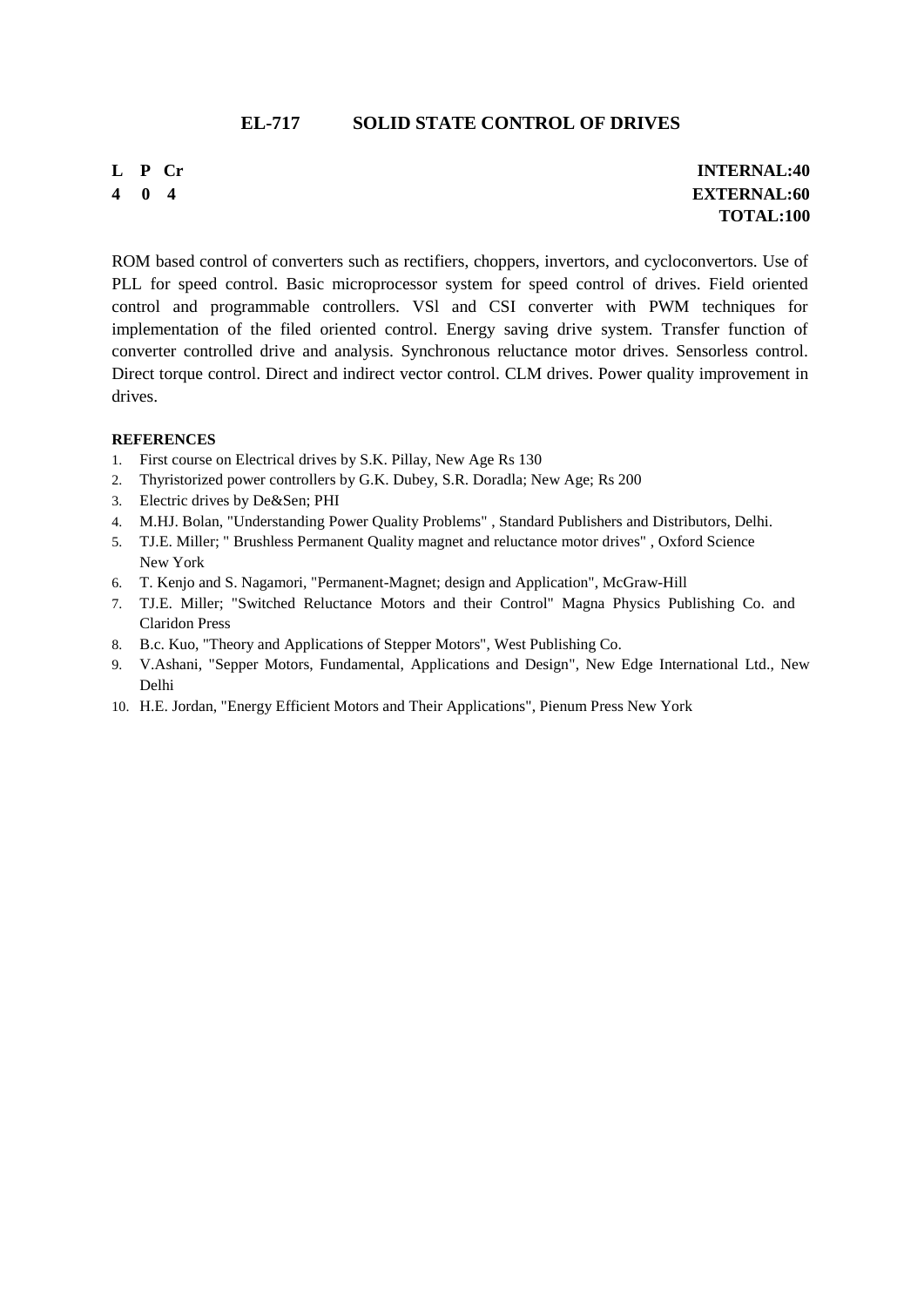## EL-717 SOLID STATE CONTROL OF DRIVES

| **L** | **P** | **Cr** | **INTERNAL:40** |
|---|---|---|---|
| **4** | **0** | **4** | **EXTERNAL:60** |
| | | | **TOTAL:100** |

ROM based control of converters such as rectifiers, choppers, invertors, and cycloconvertors. Use of PLL for speed control. Basic microprocessor system for speed control of drives. Field oriented control and programmable controllers. VSl and CSI converter with PWM techniques for implementation of the filed oriented control. Energy saving drive system. Transfer function of converter controlled drive and analysis. Synchronous reluctance motor drives. Sensorless control. Direct torque control. Direct and indirect vector control. CLM drives. Power quality improvement in drives.

**REFERENCES**

1. First course on Electrical drives by S.K. Pillay, New Age Rs 130
2. Thyristorized power controllers by G.K. Dubey, S.R. Doradla; New Age; Rs 200
3. Electric drives by De&Sen; PHI
4. M.HJ. Bolan, "Understanding Power Quality Problems" , Standard Publishers and Distributors, Delhi.
5. TJ.E. Miller; " Brushless Permanent Quality magnet and reluctance motor drives" , Oxford Science New York
6. T. Kenjo and S. Nagamori, "Permanent-Magnet; design and Application", McGraw-Hill
7. TJ.E. Miller; "Switched Reluctance Motors and their Control" Magna Physics Publishing Co. and Claridon Press
8. B.c. Kuo, "Theory and Applications of Stepper Motors", West Publishing Co.
9. V.Ashani, "Sepper Motors, Fundamental, Applications and Design", New Edge International Ltd., New Delhi
10. H.E. Jordan, "Energy Efficient Motors and Their Applications", Pienum Press New York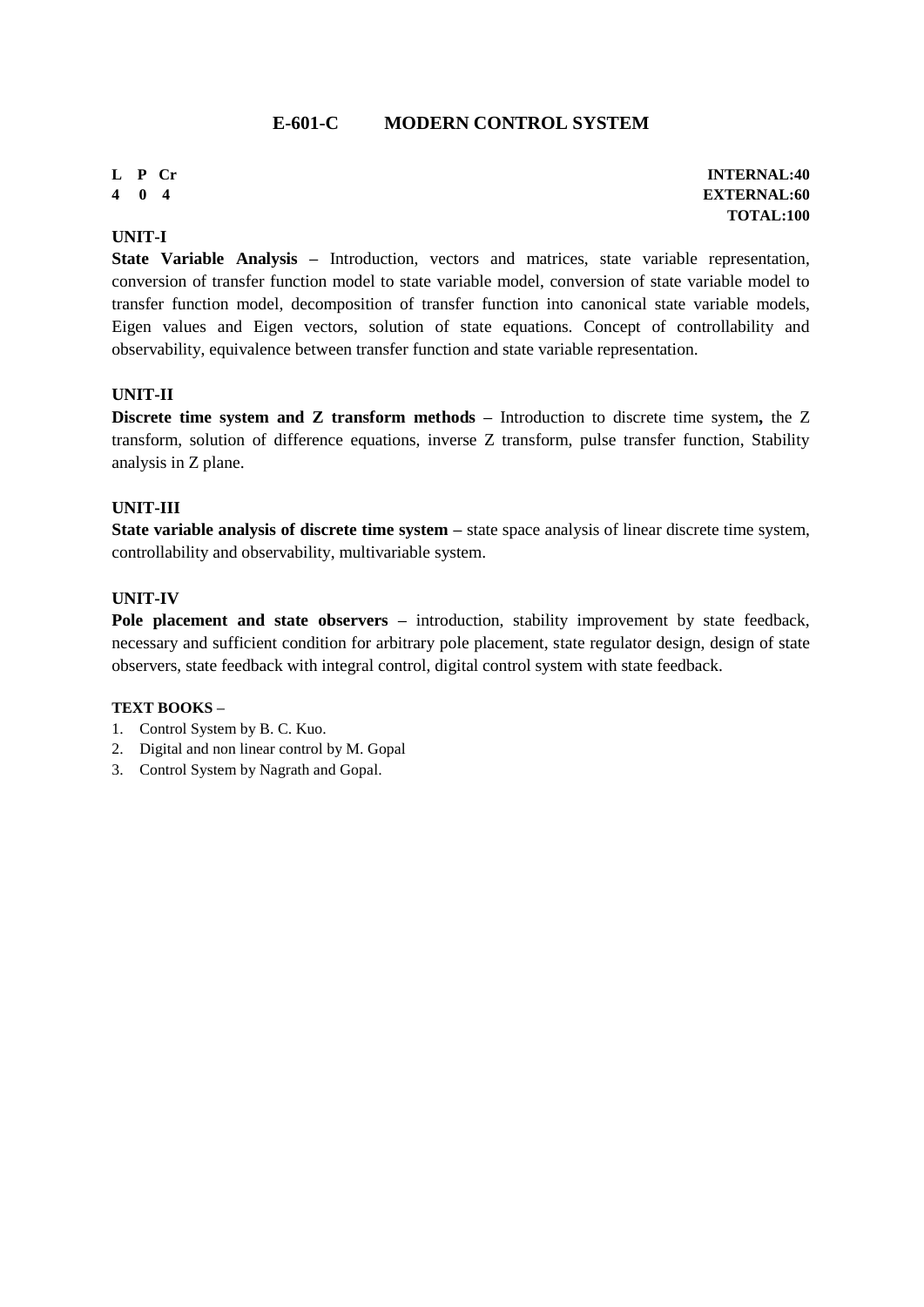## E-601-C MODERN CONTROL SYSTEM

| L | P | Cr | |
|---|---|---|---|
| 4 | 0 | 4 | |

**INTERNAL:40**
**EXTERNAL:60**
**TOTAL:100**

**UNIT-I**

**State Variable Analysis** – Introduction, vectors and matrices, state variable representation, conversion of transfer function model to state variable model, conversion of state variable model to transfer function model, decomposition of transfer function into canonical state variable models, Eigen values and Eigen vectors, solution of state equations. Concept of controllability and observability, equivalence between transfer function and state variable representation.

**UNIT-II**

**Discrete time system and Z transform methods** – Introduction to discrete time system**,** the Z transform, solution of difference equations, inverse Z transform, pulse transfer function, Stability analysis in Z plane.

**UNIT-III**

**State variable analysis of discrete time system** – state space analysis of linear discrete time system, controllability and observability, multivariable system.

**UNIT-IV**

**Pole placement and state observers** – introduction, stability improvement by state feedback, necessary and sufficient condition for arbitrary pole placement, state regulator design, design of state observers, state feedback with integral control, digital control system with state feedback.

**TEXT BOOKS** –

1. Control System by B. C. Kuo.
2. Digital and non linear control by M. Gopal
3. Control System by Nagrath and Gopal.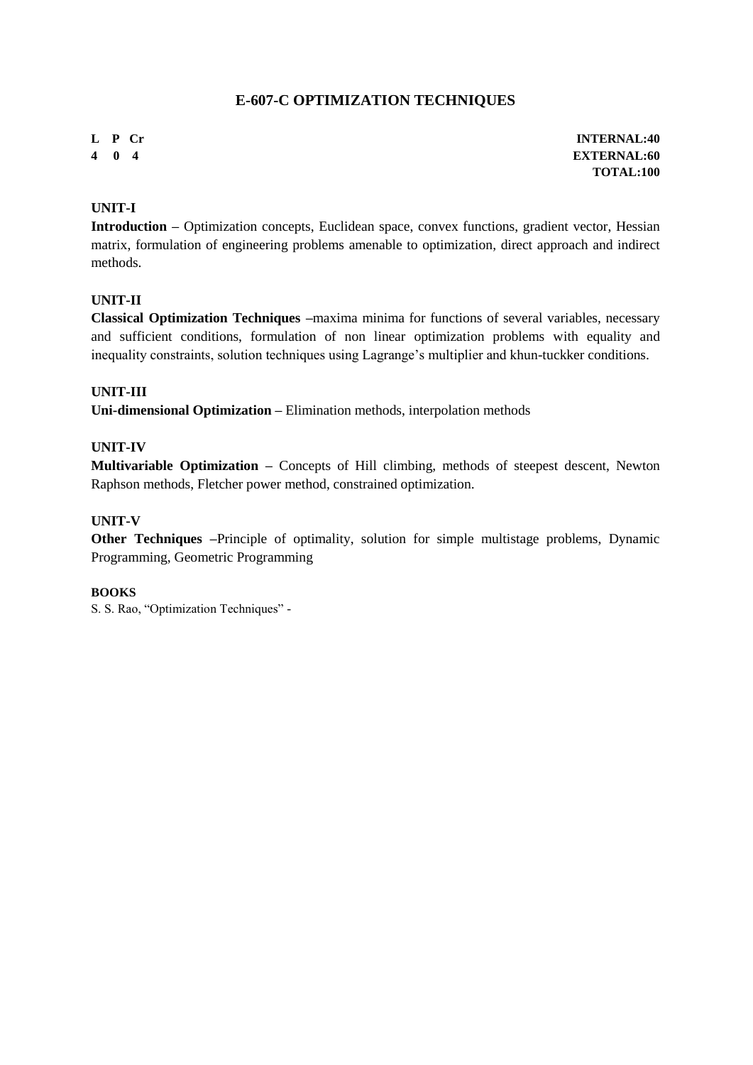# E-607-C OPTIMIZATION TECHNIQUES

| | | | |
|---|---|---|---|
| **L** | **P** | **Cr** | **INTERNAL:40** |
| **4** | **0** | **4** | **EXTERNAL:60** |
| | | | **TOTAL:100** |

**UNIT-I**

**Introduction** – Optimization concepts, Euclidean space, convex functions, gradient vector, Hessian matrix, formulation of engineering problems amenable to optimization, direct approach and indirect methods.

**UNIT-II**

**Classical Optimization Techniques** –maxima minima for functions of several variables, necessary and sufficient conditions, formulation of non linear optimization problems with equality and inequality constraints, solution techniques using Lagrange's multiplier and khun-tuckker conditions.

**UNIT-III**

**Uni-dimensional Optimization** – Elimination methods, interpolation methods

**UNIT-IV**

**Multivariable Optimization** – Concepts of Hill climbing, methods of steepest descent, Newton Raphson methods, Fletcher power method, constrained optimization.

**UNIT-V**

**Other Techniques** –Principle of optimality, solution for simple multistage problems, Dynamic Programming, Geometric Programming

**BOOKS**

S. S. Rao, "Optimization Techniques" -